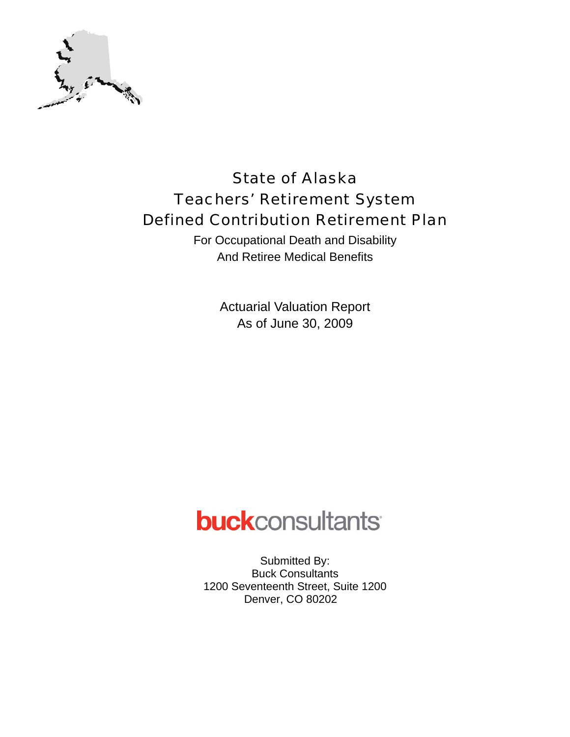# State of Alaska
# Teachers' Retirement System
# Defined Contribution Retirement Plan

For Occupational Death and Disability
And Retiree Medical Benefits

Actuarial Valuation Report
As of June 30, 2009

**buck**consultants

Submitted By:
Buck Consultants
1200 Seventeenth Street, Suite 1200
Denver, CO 80202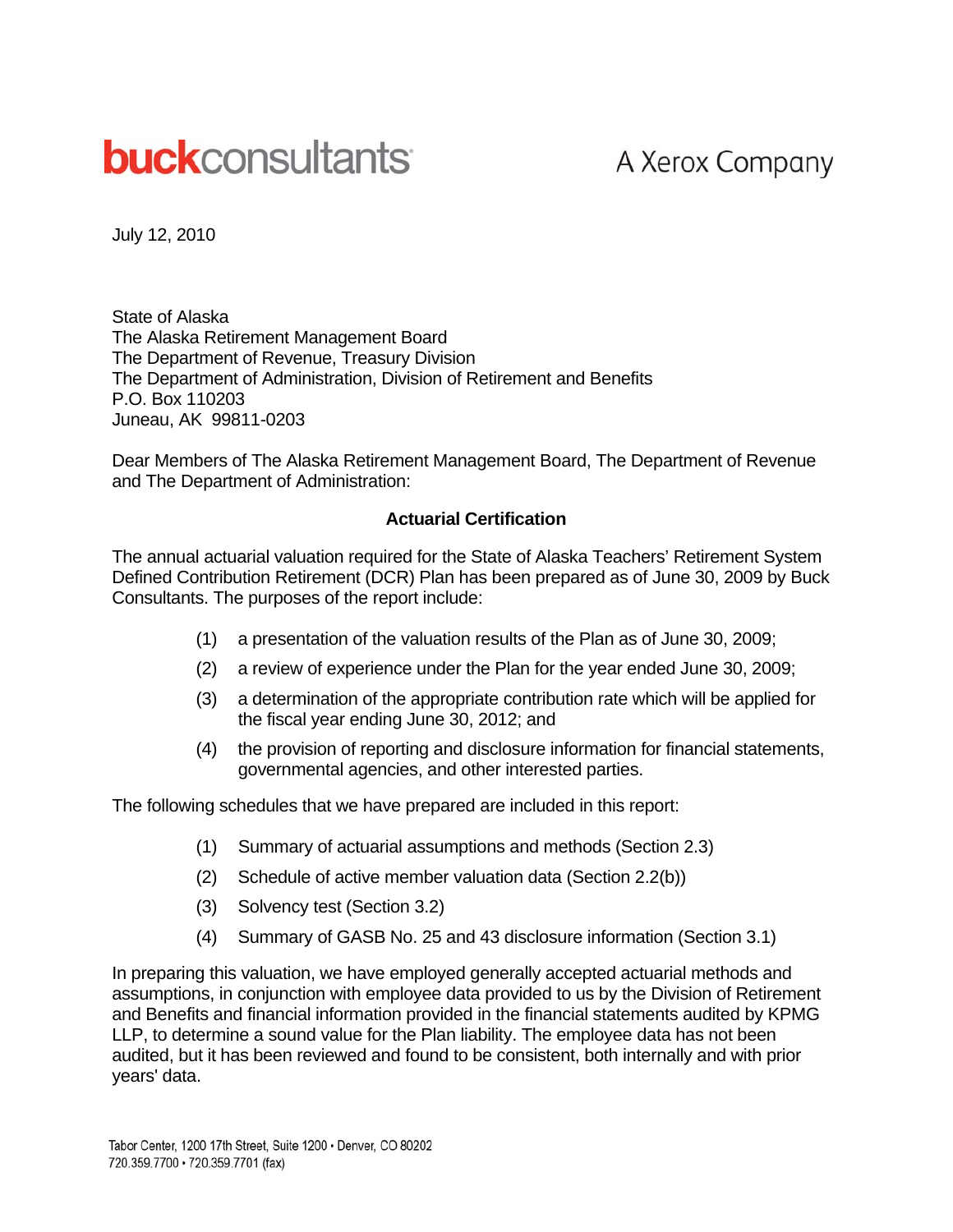**buckconsultants** A Xerox Company

July 12, 2010

State of Alaska
The Alaska Retirement Management Board
The Department of Revenue, Treasury Division
The Department of Administration, Division of Retirement and Benefits
P.O. Box 110203
Juneau, AK 99811-0203

Dear Members of The Alaska Retirement Management Board, The Department of Revenue and The Department of Administration:

**Actuarial Certification**

The annual actuarial valuation required for the State of Alaska Teachers' Retirement System Defined Contribution Retirement (DCR) Plan has been prepared as of June 30, 2009 by Buck Consultants. The purposes of the report include:

(1) a presentation of the valuation results of the Plan as of June 30, 2009;

(2) a review of experience under the Plan for the year ended June 30, 2009;

(3) a determination of the appropriate contribution rate which will be applied for the fiscal year ending June 30, 2012; and

(4) the provision of reporting and disclosure information for financial statements, governmental agencies, and other interested parties.

The following schedules that we have prepared are included in this report:

(1) Summary of actuarial assumptions and methods (Section 2.3)

(2) Schedule of active member valuation data (Section 2.2(b))

(3) Solvency test (Section 3.2)

(4) Summary of GASB No. 25 and 43 disclosure information (Section 3.1)

In preparing this valuation, we have employed generally accepted actuarial methods and assumptions, in conjunction with employee data provided to us by the Division of Retirement and Benefits and financial information provided in the financial statements audited by KPMG LLP, to determine a sound value for the Plan liability. The employee data has not been audited, but it has been reviewed and found to be consistent, both internally and with prior years' data.

Tabor Center, 1200 17th Street, Suite 1200 • Denver, CO 80202
720.359.7700 • 720.359.7701 (fax)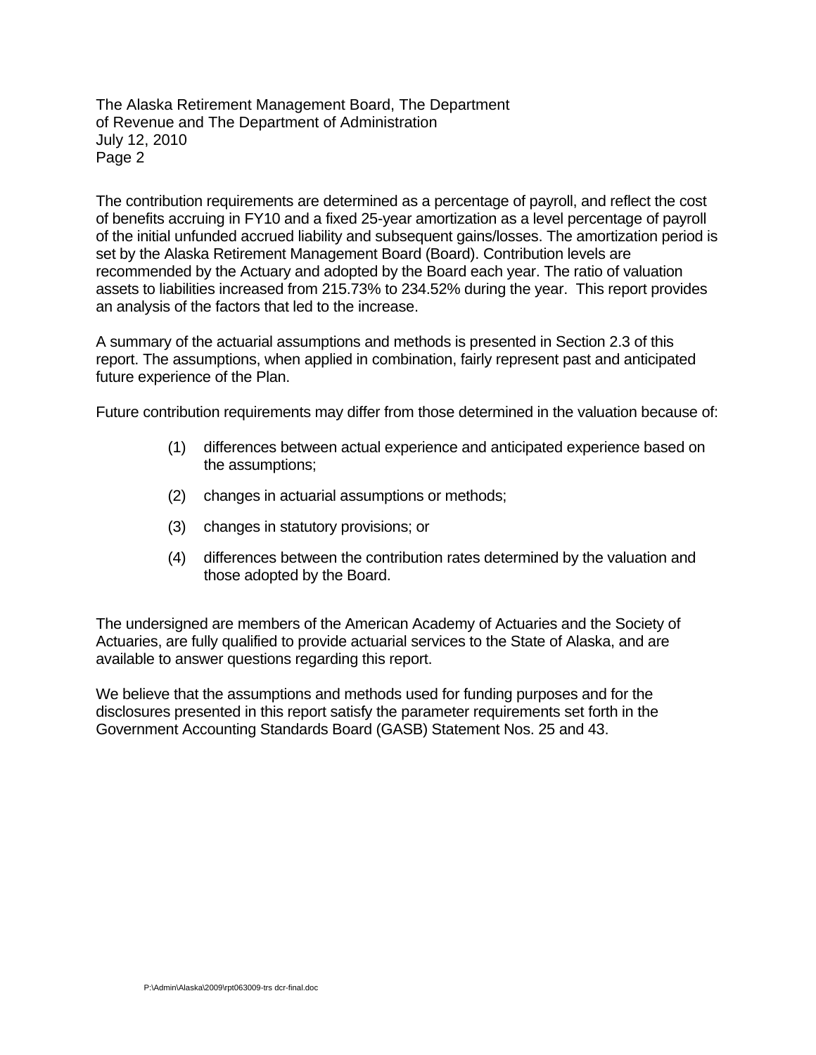The contribution requirements are determined as a percentage of payroll, and reflect the cost of benefits accruing in FY10 and a fixed 25-year amortization as a level percentage of payroll of the initial unfunded accrued liability and subsequent gains/losses. The amortization period is set by the Alaska Retirement Management Board (Board). Contribution levels are recommended by the Actuary and adopted by the Board each year. The ratio of valuation assets to liabilities increased from 215.73% to 234.52% during the year. This report provides an analysis of the factors that led to the increase.

A summary of the actuarial assumptions and methods is presented in Section 2.3 of this report. The assumptions, when applied in combination, fairly represent past and anticipated future experience of the Plan.

Future contribution requirements may differ from those determined in the valuation because of:

(1) differences between actual experience and anticipated experience based on the assumptions;

(2) changes in actuarial assumptions or methods;

(3) changes in statutory provisions; or

(4) differences between the contribution rates determined by the valuation and those adopted by the Board.

The undersigned are members of the American Academy of Actuaries and the Society of Actuaries, are fully qualified to provide actuarial services to the State of Alaska, and are available to answer questions regarding this report.

We believe that the assumptions and methods used for funding purposes and for the disclosures presented in this report satisfy the parameter requirements set forth in the Government Accounting Standards Board (GASB) Statement Nos. 25 and 43.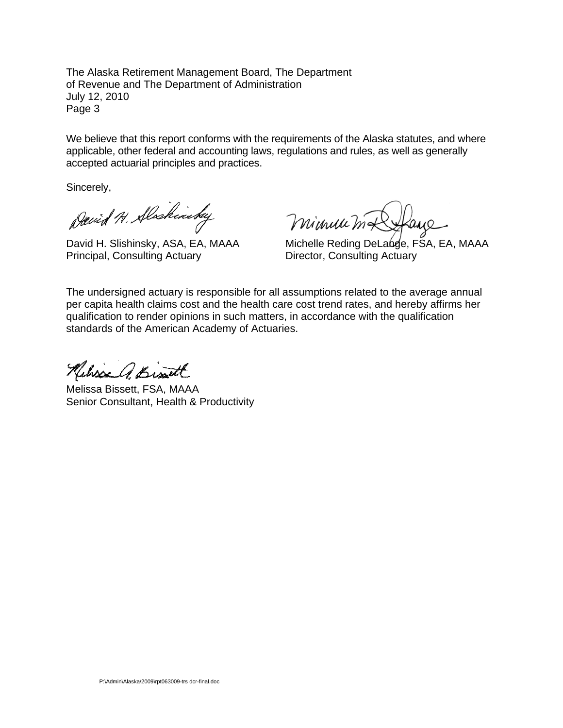The Alaska Retirement Management Board, The Department of Revenue and The Department of Administration
July 12, 2010
Page 3

We believe that this report conforms with the requirements of the Alaska statutes, and where applicable, other federal and accounting laws, regulations and rules, as well as generally accepted actuarial principles and practices.

Sincerely,

David H. Slishinsky, ASA, EA, MAAA
Principal, Consulting Actuary

Michelle Reding DeLange, FSA, EA, MAAA
Director, Consulting Actuary

The undersigned actuary is responsible for all assumptions related to the average annual per capita health claims cost and the health care cost trend rates, and hereby affirms her qualification to render opinions in such matters, in accordance with the qualification standards of the American Academy of Actuaries.

Melissa Bissett, FSA, MAAA
Senior Consultant, Health & Productivity

P:\Admin\Alaska\2009\rpt063009-trs dcr-final.doc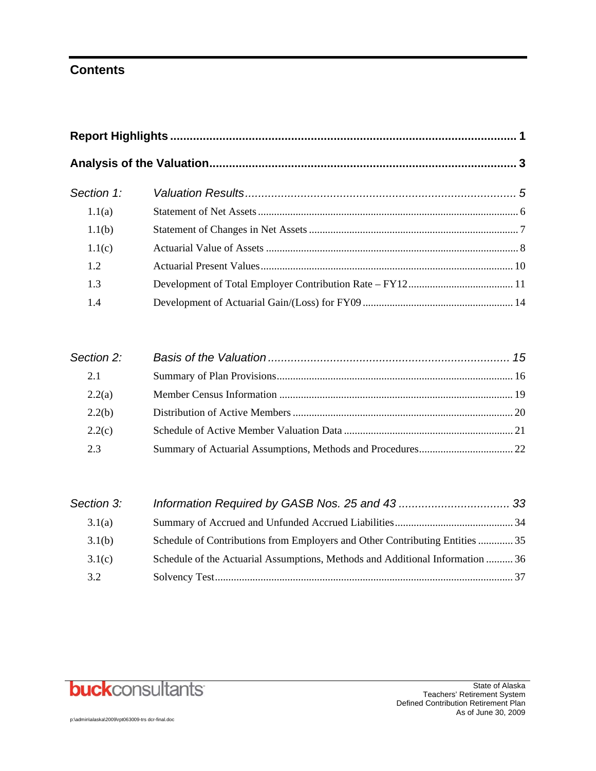## Contents

| | | |
|---|---|---|
| **Report Highlights** | | **1** |
| **Analysis of the Valuation** | | **3** |
| *Section 1:* | *Valuation Results* | *5* |
| 1.1(a) | Statement of Net Assets | 6 |
| 1.1(b) | Statement of Changes in Net Assets | 7 |
| 1.1(c) | Actuarial Value of Assets | 8 |
| 1.2 | Actuarial Present Values | 10 |
| 1.3 | Development of Total Employer Contribution Rate – FY12 | 11 |
| 1.4 | Development of Actuarial Gain/(Loss) for FY09 | 14 |
| *Section 2:* | *Basis of the Valuation* | *15* |
| 2.1 | Summary of Plan Provisions | 16 |
| 2.2(a) | Member Census Information | 19 |
| 2.2(b) | Distribution of Active Members | 20 |
| 2.2(c) | Schedule of Active Member Valuation Data | 21 |
| 2.3 | Summary of Actuarial Assumptions, Methods and Procedures | 22 |
| *Section 3:* | *Information Required by GASB Nos. 25 and 43* | *33* |
| 3.1(a) | Summary of Accrued and Unfunded Accrued Liabilities | 34 |
| 3.1(b) | Schedule of Contributions from Employers and Other Contributing Entities | 35 |
| 3.1(c) | Schedule of the Actuarial Assumptions, Methods and Additional Information | 36 |
| 3.2 | Solvency Test | 37 |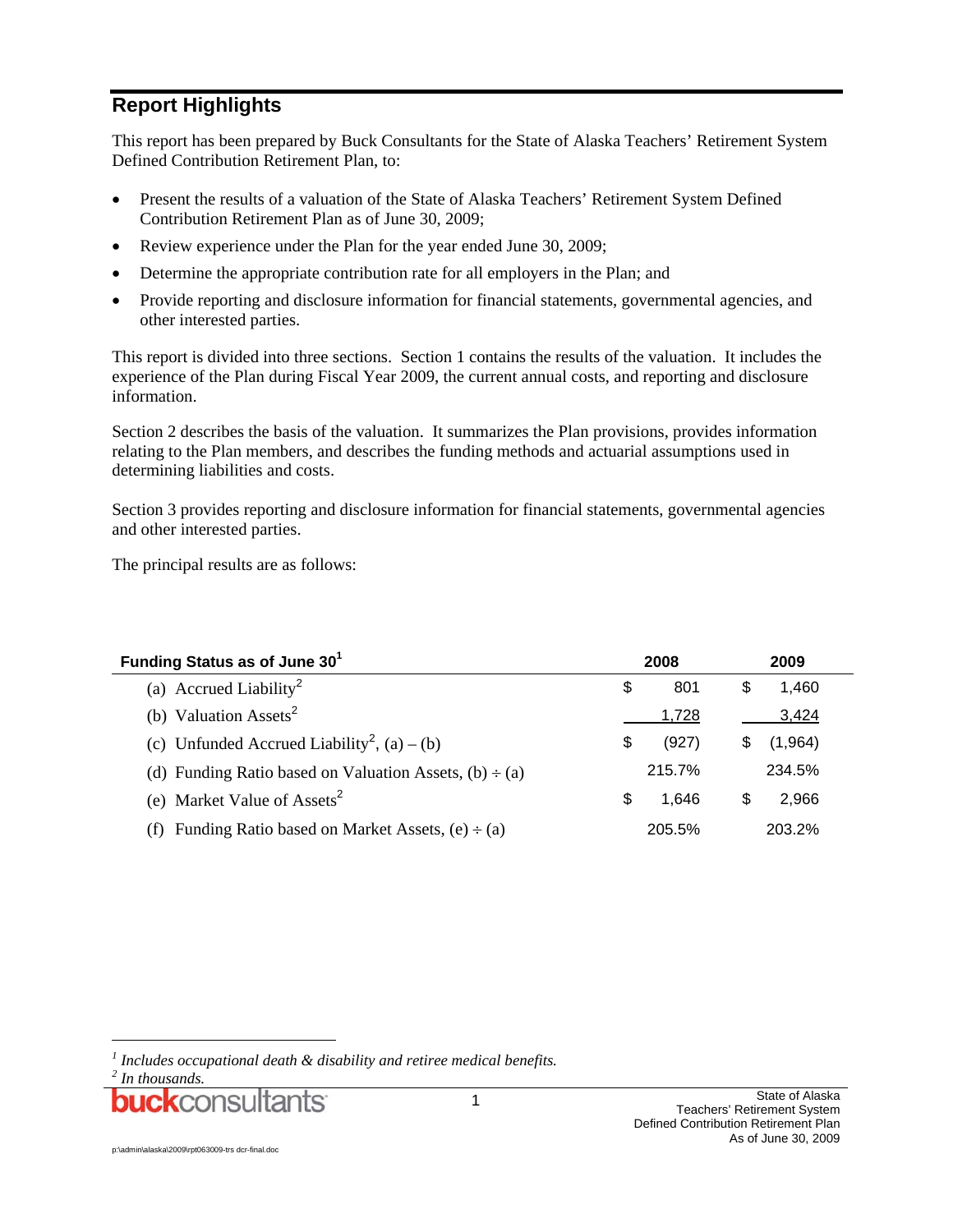## Report Highlights

This report has been prepared by Buck Consultants for the State of Alaska Teachers' Retirement System Defined Contribution Retirement Plan, to:

- Present the results of a valuation of the State of Alaska Teachers' Retirement System Defined Contribution Retirement Plan as of June 30, 2009;
- Review experience under the Plan for the year ended June 30, 2009;
- Determine the appropriate contribution rate for all employers in the Plan; and
- Provide reporting and disclosure information for financial statements, governmental agencies, and other interested parties.

This report is divided into three sections. Section 1 contains the results of the valuation. It includes the experience of the Plan during Fiscal Year 2009, the current annual costs, and reporting and disclosure information.

Section 2 describes the basis of the valuation. It summarizes the Plan provisions, provides information relating to the Plan members, and describes the funding methods and actuarial assumptions used in determining liabilities and costs.

Section 3 provides reporting and disclosure information for financial statements, governmental agencies and other interested parties.

The principal results are as follows:

| Funding Status as of June 30[1] | 2008 | 2009 |
|---|---|---|
| (a) Accrued Liability[2] | $ 801 | $ 1,460 |
| (b) Valuation Assets[2] | 1,728 | 3,424 |
| (c) Unfunded Accrued Liability[2], (a) – (b) | $ (927) | $ (1,964) |
| (d) Funding Ratio based on Valuation Assets, (b) ÷ (a) | 215.7% | 234.5% |
| (e) Market Value of Assets[2] | $ 1,646 | $ 2,966 |
| (f) Funding Ratio based on Market Assets, (e) ÷ (a) | 205.5% | 203.2% |

[1] *Includes occupational death & disability and retiree medical benefits.*
[2] *In thousands.*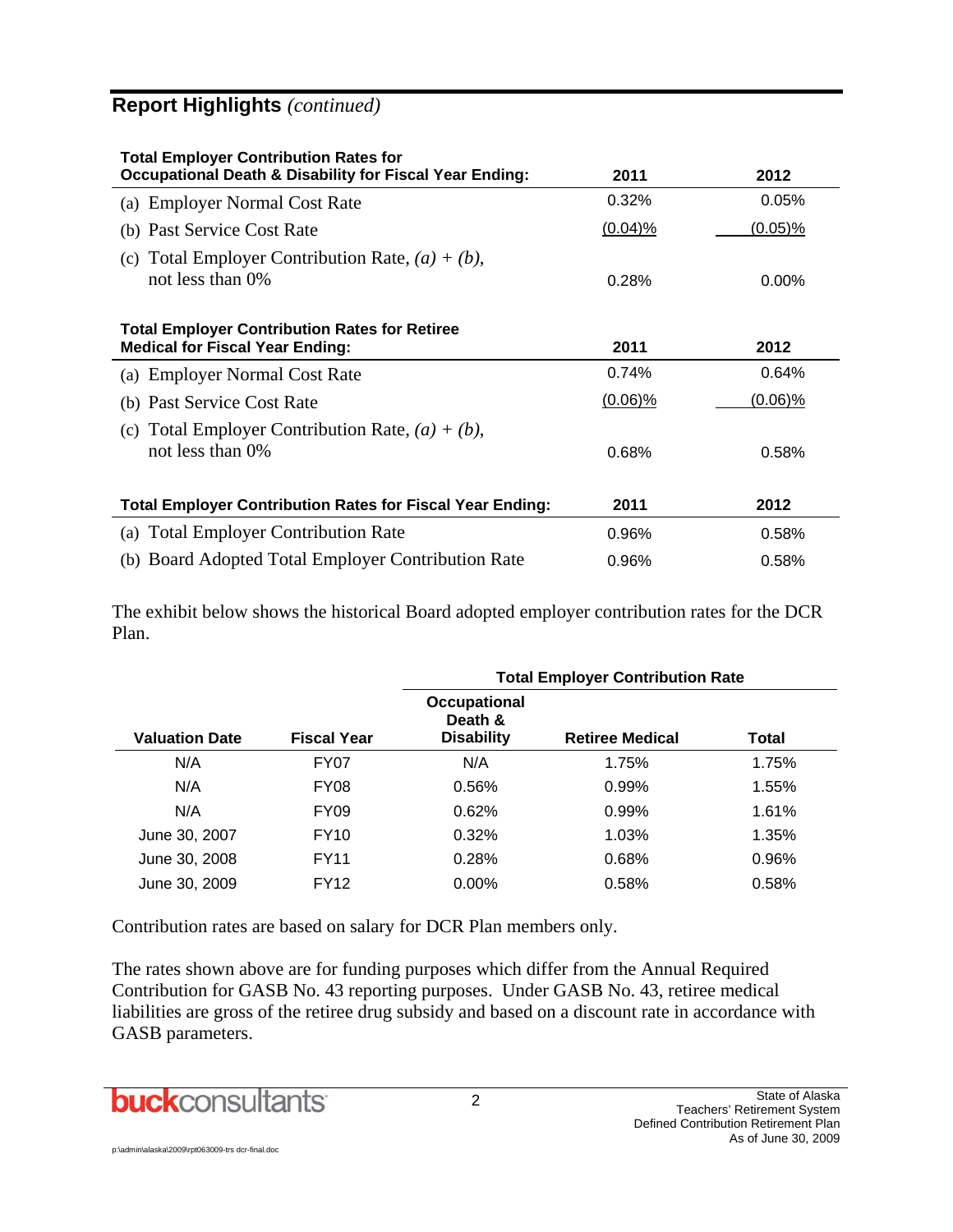## Report Highlights *(continued)*

| Total Employer Contribution Rates for Occupational Death & Disability for Fiscal Year Ending: | 2011 | 2012 |
|---|---|---|
| (a) Employer Normal Cost Rate | 0.32% | 0.05% |
| (b) Past Service Cost Rate | (0.04)% | (0.05)% |
| (c) Total Employer Contribution Rate, *(a)* + *(b)*, not less than 0% | 0.28% | 0.00% |

| Total Employer Contribution Rates for Retiree Medical for Fiscal Year Ending: | 2011 | 2012 |
|---|---|---|
| (a) Employer Normal Cost Rate | 0.74% | 0.64% |
| (b) Past Service Cost Rate | (0.06)% | (0.06)% |
| (c) Total Employer Contribution Rate, *(a)* + *(b)*, not less than 0% | 0.68% | 0.58% |

| Total Employer Contribution Rates for Fiscal Year Ending: | 2011 | 2012 |
|---|---|---|
| (a) Total Employer Contribution Rate | 0.96% | 0.58% |
| (b) Board Adopted Total Employer Contribution Rate | 0.96% | 0.58% |

The exhibit below shows the historical Board adopted employer contribution rates for the DCR Plan.

| | | Total Employer Contribution Rate | | |
|---|---|---|---|---|
| **Valuation Date** | **Fiscal Year** | **Occupational Death & Disability** | **Retiree Medical** | **Total** |
| N/A | FY07 | N/A | 1.75% | 1.75% |
| N/A | FY08 | 0.56% | 0.99% | 1.55% |
| N/A | FY09 | 0.62% | 0.99% | 1.61% |
| June 30, 2007 | FY10 | 0.32% | 1.03% | 1.35% |
| June 30, 2008 | FY11 | 0.28% | 0.68% | 0.96% |
| June 30, 2009 | FY12 | 0.00% | 0.58% | 0.58% |

Contribution rates are based on salary for DCR Plan members only.

The rates shown above are for funding purposes which differ from the Annual Required Contribution for GASB No. 43 reporting purposes. Under GASB No. 43, retiree medical liabilities are gross of the retiree drug subsidy and based on a discount rate in accordance with GASB parameters.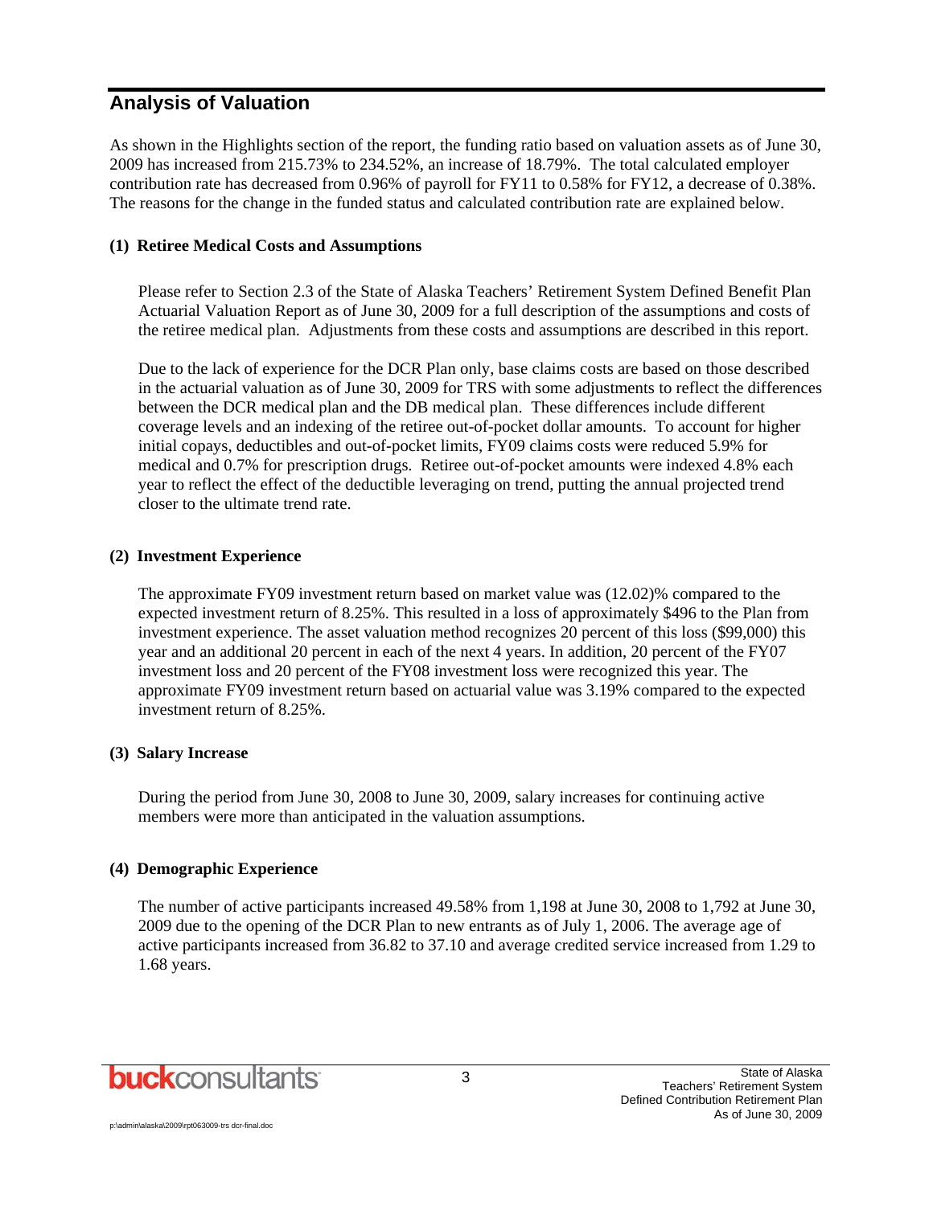## Analysis of Valuation

As shown in the Highlights section of the report, the funding ratio based on valuation assets as of June 30, 2009 has increased from 215.73% to 234.52%, an increase of 18.79%. The total calculated employer contribution rate has decreased from 0.96% of payroll for FY11 to 0.58% for FY12, a decrease of 0.38%. The reasons for the change in the funded status and calculated contribution rate are explained below.

**(1) Retiree Medical Costs and Assumptions**

Please refer to Section 2.3 of the State of Alaska Teachers' Retirement System Defined Benefit Plan Actuarial Valuation Report as of June 30, 2009 for a full description of the assumptions and costs of the retiree medical plan. Adjustments from these costs and assumptions are described in this report.

Due to the lack of experience for the DCR Plan only, base claims costs are based on those described in the actuarial valuation as of June 30, 2009 for TRS with some adjustments to reflect the differences between the DCR medical plan and the DB medical plan. These differences include different coverage levels and an indexing of the retiree out-of-pocket dollar amounts. To account for higher initial copays, deductibles and out-of-pocket limits, FY09 claims costs were reduced 5.9% for medical and 0.7% for prescription drugs. Retiree out-of-pocket amounts were indexed 4.8% each year to reflect the effect of the deductible leveraging on trend, putting the annual projected trend closer to the ultimate trend rate.

**(2) Investment Experience**

The approximate FY09 investment return based on market value was (12.02)% compared to the expected investment return of 8.25%. This resulted in a loss of approximately $496 to the Plan from investment experience. The asset valuation method recognizes 20 percent of this loss ($99,000) this year and an additional 20 percent in each of the next 4 years. In addition, 20 percent of the FY07 investment loss and 20 percent of the FY08 investment loss were recognized this year. The approximate FY09 investment return based on actuarial value was 3.19% compared to the expected investment return of 8.25%.

**(3) Salary Increase**

During the period from June 30, 2008 to June 30, 2009, salary increases for continuing active members were more than anticipated in the valuation assumptions.

**(4) Demographic Experience**

The number of active participants increased 49.58% from 1,198 at June 30, 2008 to 1,792 at June 30, 2009 due to the opening of the DCR Plan to new entrants as of July 1, 2006. The average age of active participants increased from 36.82 to 37.10 and average credited service increased from 1.29 to 1.68 years.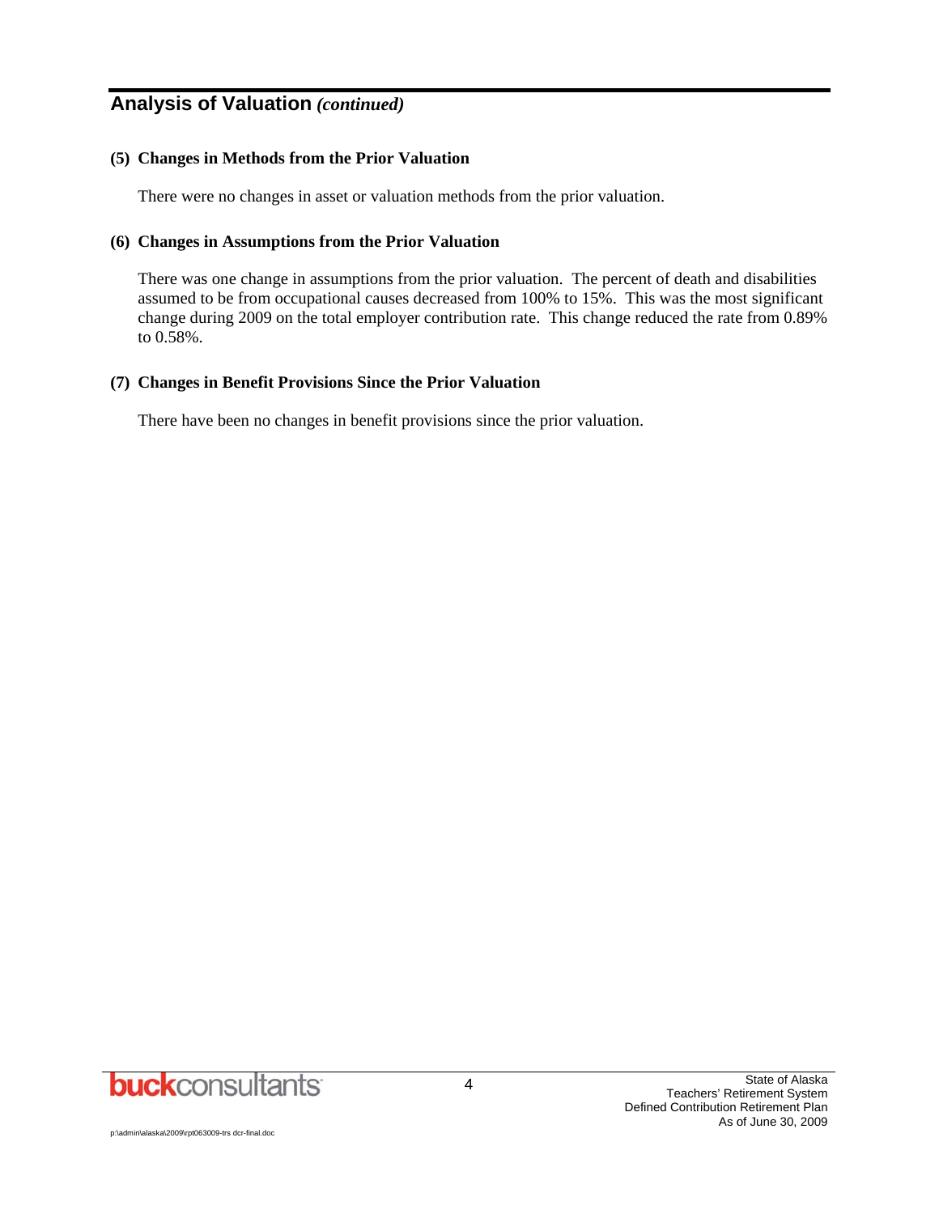## Analysis of Valuation *(continued)*

**(5) Changes in Methods from the Prior Valuation**

There were no changes in asset or valuation methods from the prior valuation.

**(6) Changes in Assumptions from the Prior Valuation**

There was one change in assumptions from the prior valuation. The percent of death and disabilities assumed to be from occupational causes decreased from 100% to 15%. This was the most significant change during 2009 on the total employer contribution rate. This change reduced the rate from 0.89% to 0.58%.

**(7) Changes in Benefit Provisions Since the Prior Valuation**

There have been no changes in benefit provisions since the prior valuation.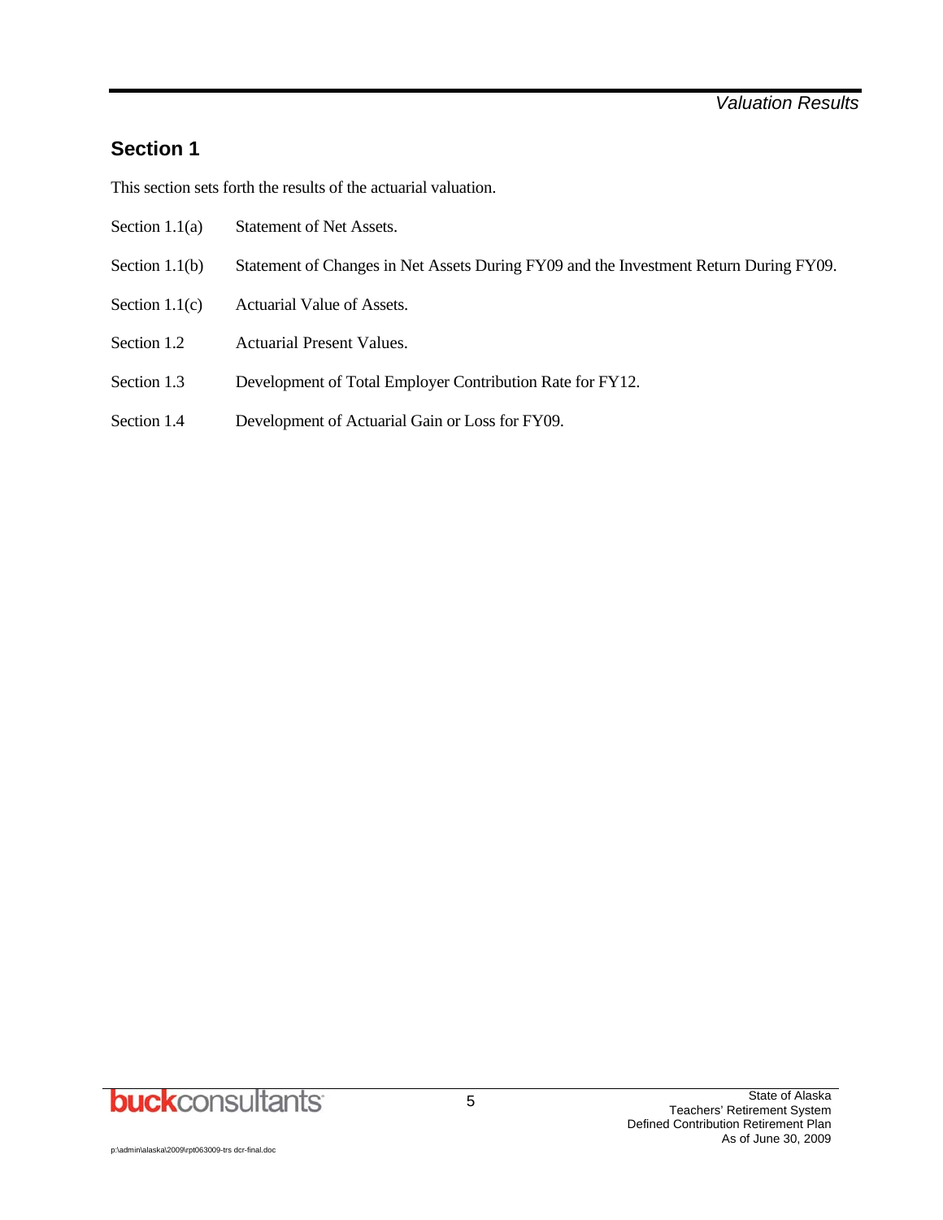## Section 1

This section sets forth the results of the actuarial valuation.

| | |
|---|---|
| Section 1.1(a) | Statement of Net Assets. |
| Section 1.1(b) | Statement of Changes in Net Assets During FY09 and the Investment Return During FY09. |
| Section 1.1(c) | Actuarial Value of Assets. |
| Section 1.2 | Actuarial Present Values. |
| Section 1.3 | Development of Total Employer Contribution Rate for FY12. |
| Section 1.4 | Development of Actuarial Gain or Loss for FY09. |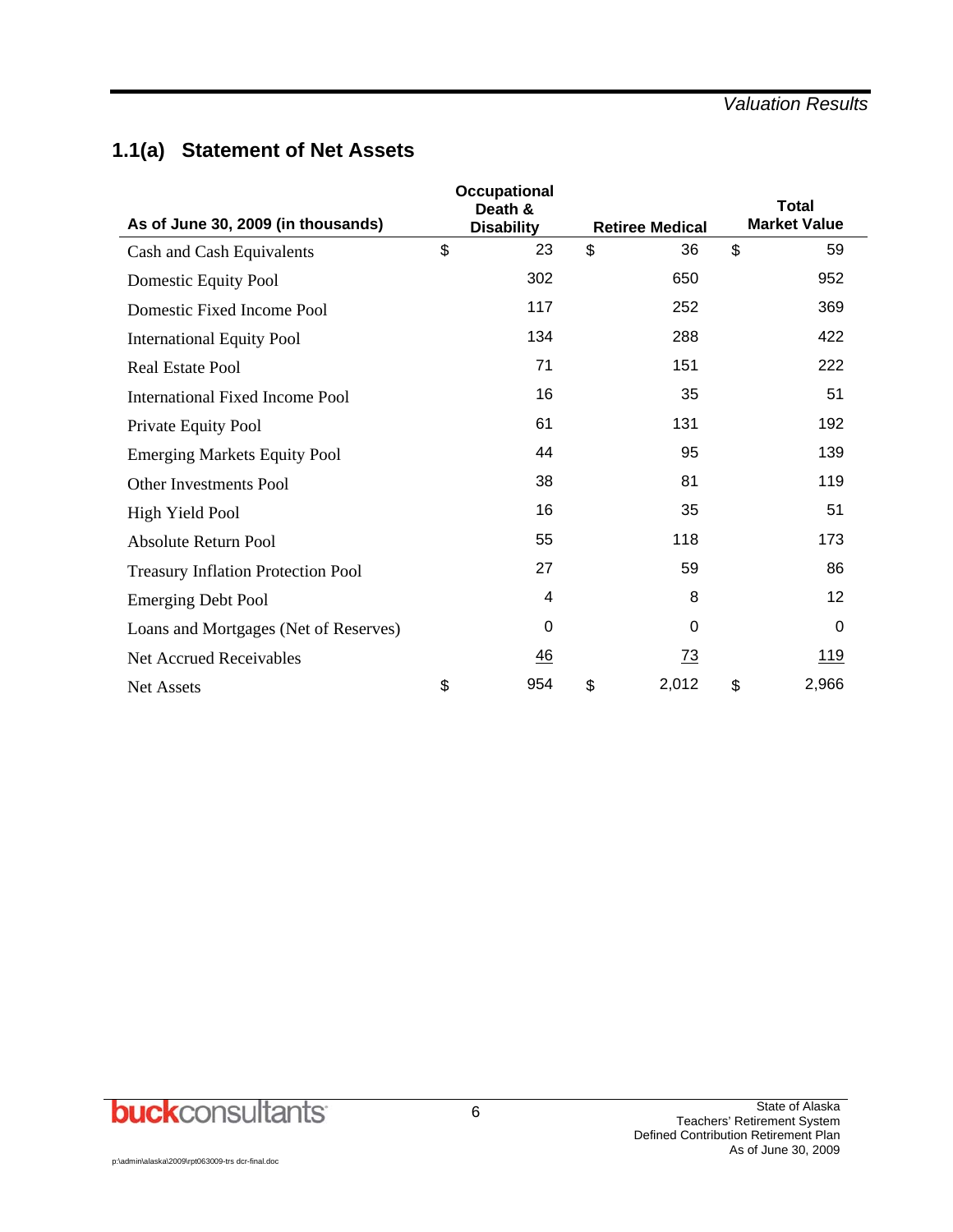## 1.1(a) Statement of Net Assets

| As of June 30, 2009 (in thousands) | Occupational Death & Disability | Retiree Medical | Total Market Value |
|---|---|---|---|
| Cash and Cash Equivalents | $ 23 | $ 36 | $ 59 |
| Domestic Equity Pool | 302 | 650 | 952 |
| Domestic Fixed Income Pool | 117 | 252 | 369 |
| International Equity Pool | 134 | 288 | 422 |
| Real Estate Pool | 71 | 151 | 222 |
| International Fixed Income Pool | 16 | 35 | 51 |
| Private Equity Pool | 61 | 131 | 192 |
| Emerging Markets Equity Pool | 44 | 95 | 139 |
| Other Investments Pool | 38 | 81 | 119 |
| High Yield Pool | 16 | 35 | 51 |
| Absolute Return Pool | 55 | 118 | 173 |
| Treasury Inflation Protection Pool | 27 | 59 | 86 |
| Emerging Debt Pool | 4 | 8 | 12 |
| Loans and Mortgages (Net of Reserves) | 0 | 0 | 0 |
| Net Accrued Receivables | 46 | 73 | 119 |
| Net Assets | $ 954 | $ 2,012 | $ 2,966 |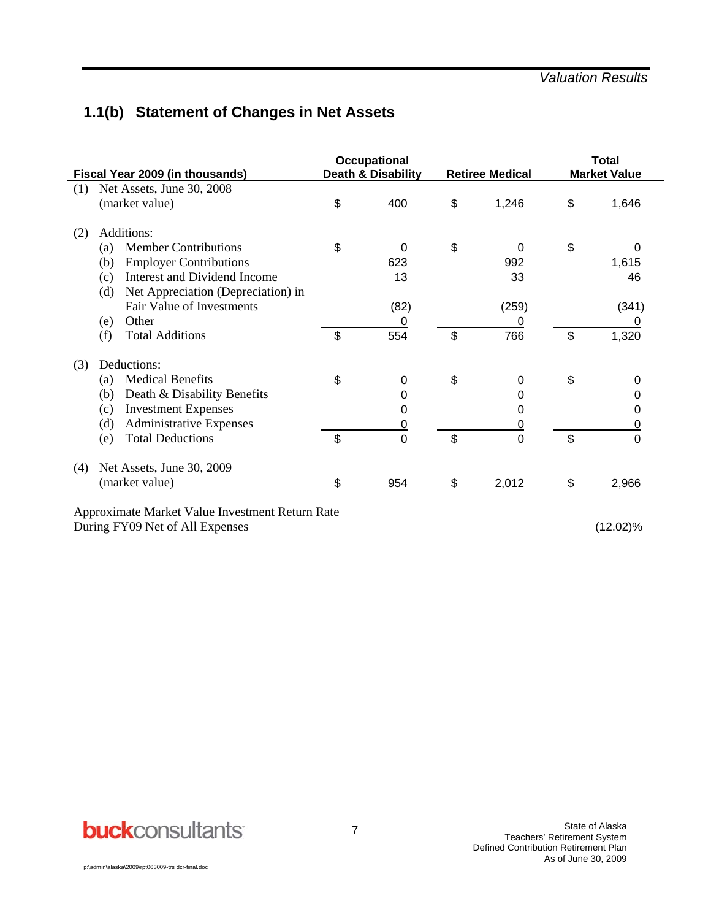*Valuation Results*

## 1.1(b) Statement of Changes in Net Assets

| Fiscal Year 2009 (in thousands) | Occupational Death & Disability | Retiree Medical | Total Market Value |
|---|---|---|---|
| (1) Net Assets, June 30, 2008 (market value) | $ 400 | $ 1,246 | $ 1,646 |
| (2) Additions: | | | |
| (a) Member Contributions | $ 0 | $ 0 | $ 0 |
| (b) Employer Contributions | 623 | 992 | 1,615 |
| (c) Interest and Dividend Income | 13 | 33 | 46 |
| (d) Net Appreciation (Depreciation) in Fair Value of Investments | (82) | (259) | (341) |
| (e) Other | 0 | 0 | 0 |
| (f) Total Additions | $ 554 | $ 766 | $ 1,320 |
| (3) Deductions: | | | |
| (a) Medical Benefits | $ 0 | $ 0 | $ 0 |
| (b) Death & Disability Benefits | 0 | 0 | 0 |
| (c) Investment Expenses | 0 | 0 | 0 |
| (d) Administrative Expenses | 0 | 0 | 0 |
| (e) Total Deductions | $ 0 | $ 0 | $ 0 |
| (4) Net Assets, June 30, 2009 (market value) | $ 954 | $ 2,012 | $ 2,966 |
| Approximate Market Value Investment Return Rate During FY09 Net of All Expenses | | | (12.02)% |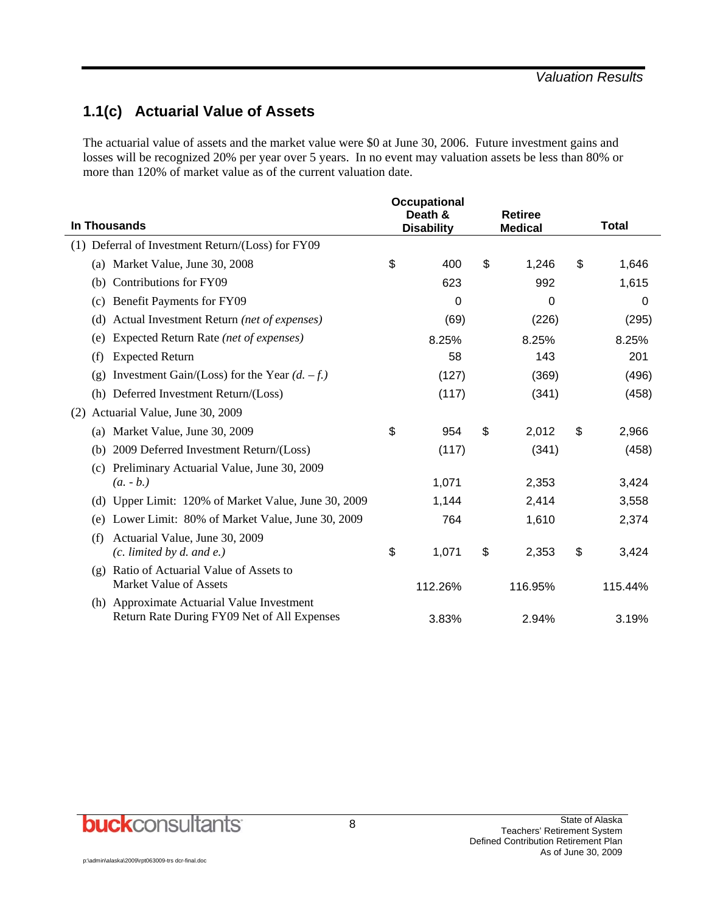## 1.1(c) Actuarial Value of Assets

The actuarial value of assets and the market value were $0 at June 30, 2006. Future investment gains and losses will be recognized 20% per year over 5 years. In no event may valuation assets be less than 80% or more than 120% of market value as of the current valuation date.

| In Thousands | Occupational Death & Disability | Retiree Medical | Total |
|---|---|---|---|
| (1) Deferral of Investment Return/(Loss) for FY09 | | | |
| (a) Market Value, June 30, 2008 | $ 400 | $ 1,246 | $ 1,646 |
| (b) Contributions for FY09 | 623 | 992 | 1,615 |
| (c) Benefit Payments for FY09 | 0 | 0 | 0 |
| (d) Actual Investment Return *(net of expenses)* | (69) | (226) | (295) |
| (e) Expected Return Rate *(net of expenses)* | 8.25% | 8.25% | 8.25% |
| (f) Expected Return | 58 | 143 | 201 |
| (g) Investment Gain/(Loss) for the Year *(d. – f.)* | (127) | (369) | (496) |
| (h) Deferred Investment Return/(Loss) | (117) | (341) | (458) |
| (2) Actuarial Value, June 30, 2009 | | | |
| (a) Market Value, June 30, 2009 | $ 954 | $ 2,012 | $ 2,966 |
| (b) 2009 Deferred Investment Return/(Loss) | (117) | (341) | (458) |
| (c) Preliminary Actuarial Value, June 30, 2009 *(a. - b.)* | 1,071 | 2,353 | 3,424 |
| (d) Upper Limit: 120% of Market Value, June 30, 2009 | 1,144 | 2,414 | 3,558 |
| (e) Lower Limit: 80% of Market Value, June 30, 2009 | 764 | 1,610 | 2,374 |
| (f) Actuarial Value, June 30, 2009 *(c. limited by d. and e.)* | $ 1,071 | $ 2,353 | $ 3,424 |
| (g) Ratio of Actuarial Value of Assets to Market Value of Assets | 112.26% | 116.95% | 115.44% |
| (h) Approximate Actuarial Value Investment Return Rate During FY09 Net of All Expenses | 3.83% | 2.94% | 3.19% |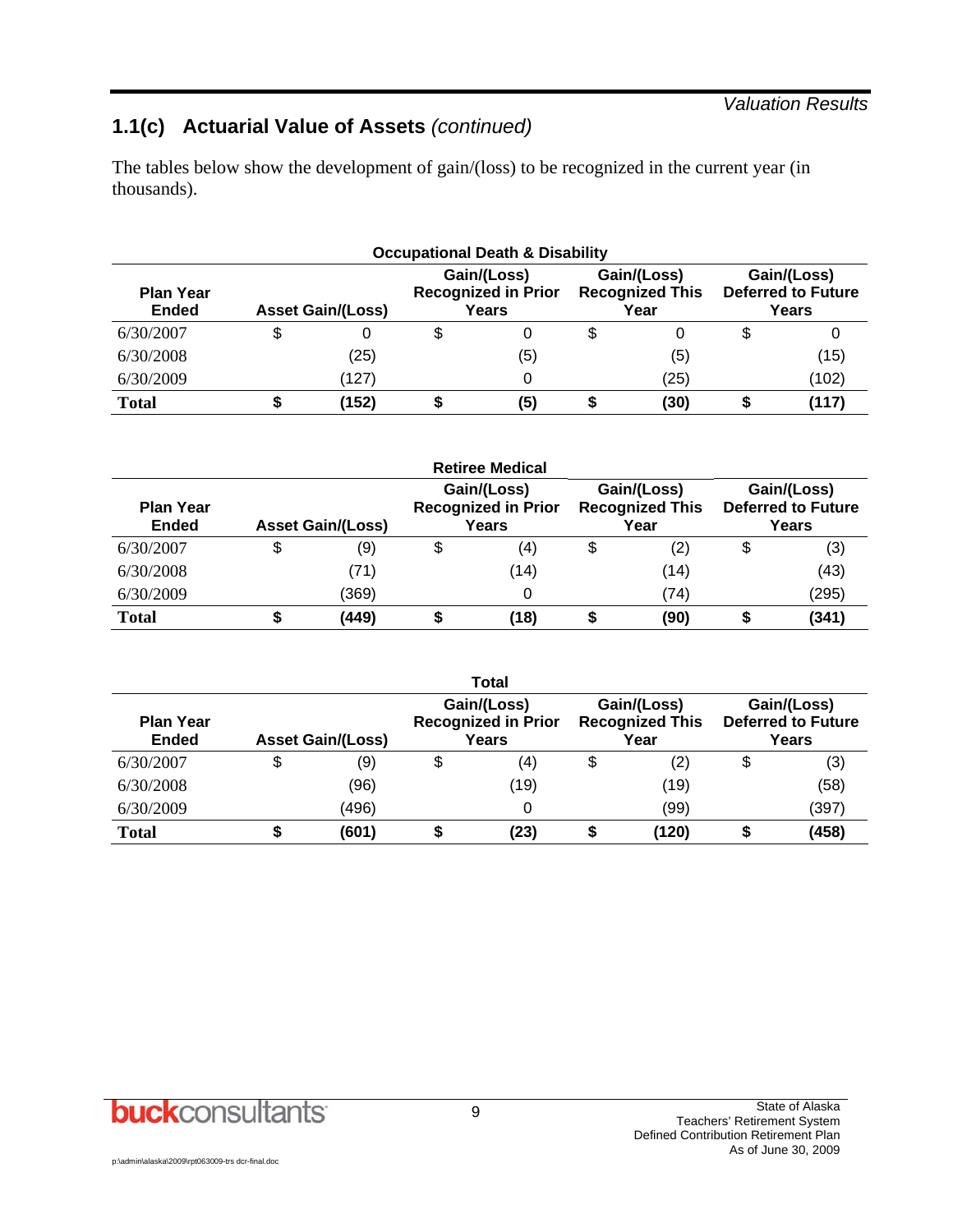## 1.1(c) Actuarial Value of Assets *(continued)*

The tables below show the development of gain/(loss) to be recognized in the current year (in thousands).

**Occupational Death & Disability**

| Plan Year Ended | Asset Gain/(Loss) | Gain/(Loss) Recognized in Prior Years | Gain/(Loss) Recognized This Year | Gain/(Loss) Deferred to Future Years |
|---|---|---|---|---|
| 6/30/2007 | $ 0 | $ 0 | $ 0 | $ 0 |
| 6/30/2008 | (25) | (5) | (5) | (15) |
| 6/30/2009 | (127) | 0 | (25) | (102) |
| **Total** | **$ (152)** | **$ (5)** | **$ (30)** | **$ (117)** |

**Retiree Medical**

| Plan Year Ended | Asset Gain/(Loss) | Gain/(Loss) Recognized in Prior Years | Gain/(Loss) Recognized This Year | Gain/(Loss) Deferred to Future Years |
|---|---|---|---|---|
| 6/30/2007 | $ (9) | $ (4) | $ (2) | $ (3) |
| 6/30/2008 | (71) | (14) | (14) | (43) |
| 6/30/2009 | (369) | 0 | (74) | (295) |
| **Total** | **$ (449)** | **$ (18)** | **$ (90)** | **$ (341)** |

**Total**

| Plan Year Ended | Asset Gain/(Loss) | Gain/(Loss) Recognized in Prior Years | Gain/(Loss) Recognized This Year | Gain/(Loss) Deferred to Future Years |
|---|---|---|---|---|
| 6/30/2007 | $ (9) | $ (4) | $ (2) | $ (3) |
| 6/30/2008 | (96) | (19) | (19) | (58) |
| 6/30/2009 | (496) | 0 | (99) | (397) |
| **Total** | **$ (601)** | **$ (23)** | **$ (120)** | **$ (458)** |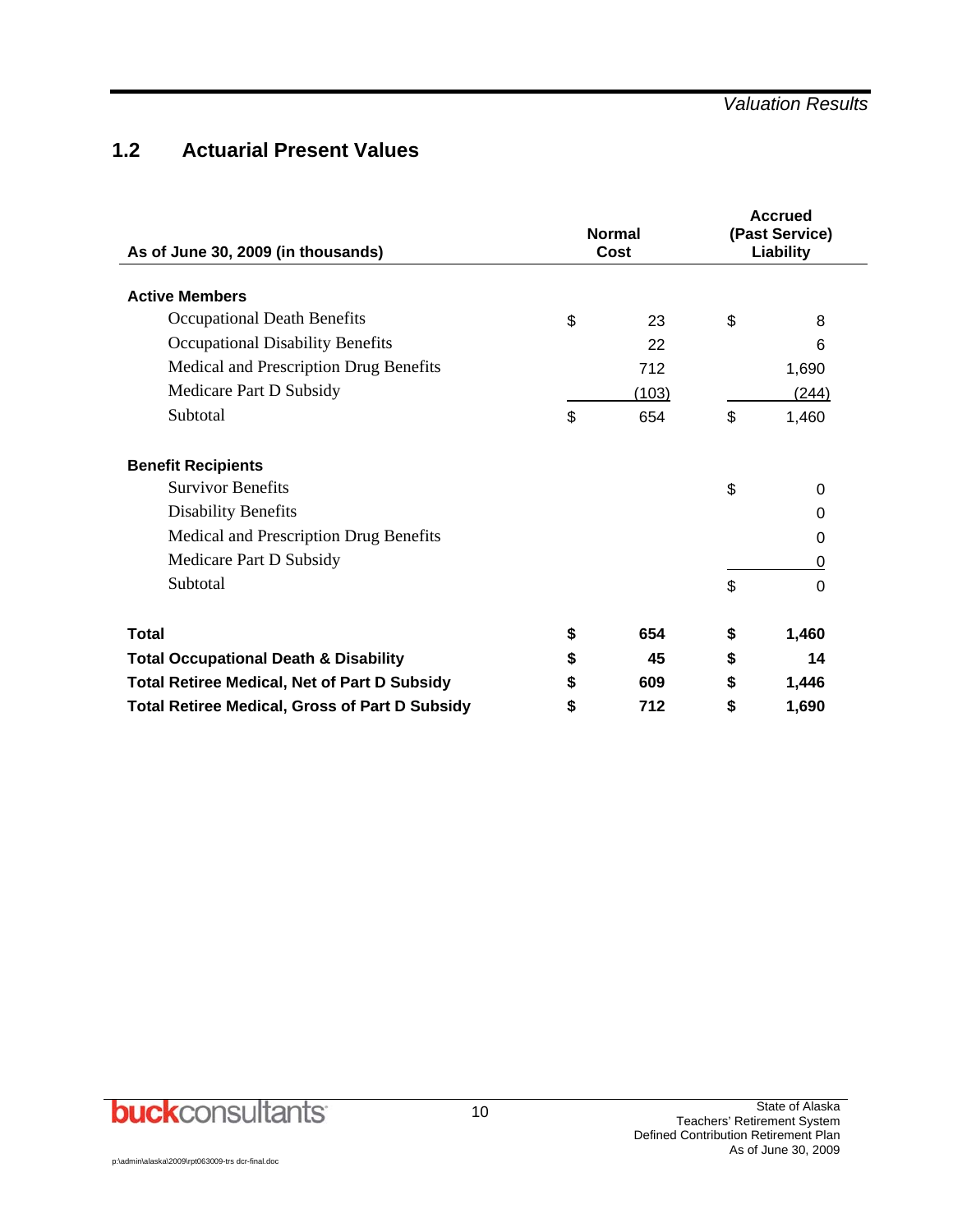## 1.2 Actuarial Present Values

| As of June 30, 2009 (in thousands) | Normal Cost | Accrued (Past Service) Liability |
|---|---|---|
| **Active Members** | | |
| Occupational Death Benefits | $ 23 | $ 8 |
| Occupational Disability Benefits | 22 | 6 |
| Medical and Prescription Drug Benefits | 712 | 1,690 |
| Medicare Part D Subsidy | (103) | (244) |
| Subtotal | $ 654 | $ 1,460 |
| **Benefit Recipients** | | |
| Survivor Benefits | | $ 0 |
| Disability Benefits | | 0 |
| Medical and Prescription Drug Benefits | | 0 |
| Medicare Part D Subsidy | | 0 |
| Subtotal | | $ 0 |
| **Total** | **$ 654** | **$ 1,460** |
| **Total Occupational Death & Disability** | **$ 45** | **$ 14** |
| **Total Retiree Medical, Net of Part D Subsidy** | **$ 609** | **$ 1,446** |
| **Total Retiree Medical, Gross of Part D Subsidy** | **$ 712** | **$ 1,690** |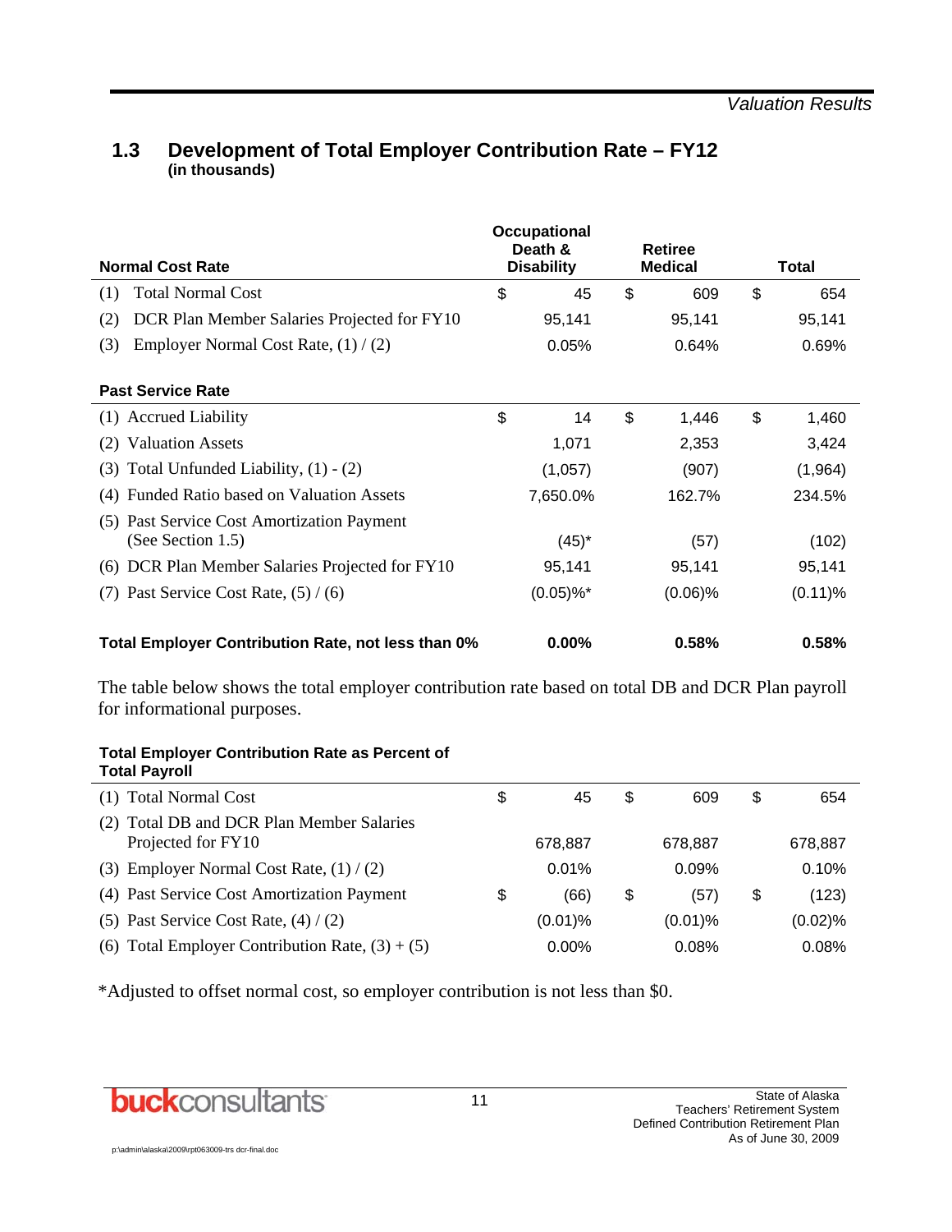## 1.3 Development of Total Employer Contribution Rate – FY12

**(in thousands)**

| **Normal Cost Rate** | **Occupational Death & Disability** | **Retiree Medical** | **Total** |
|---|---|---|---|
| (1) Total Normal Cost | $ 45 | $ 609 | $ 654 |
| (2) DCR Plan Member Salaries Projected for FY10 | 95,141 | 95,141 | 95,141 |
| (3) Employer Normal Cost Rate, (1) / (2) | 0.05% | 0.64% | 0.69% |
| **Past Service Rate** | | | |
| (1) Accrued Liability | $ 14 | $ 1,446 | $ 1,460 |
| (2) Valuation Assets | 1,071 | 2,353 | 3,424 |
| (3) Total Unfunded Liability, (1) - (2) | (1,057) | (907) | (1,964) |
| (4) Funded Ratio based on Valuation Assets | 7,650.0% | 162.7% | 234.5% |
| (5) Past Service Cost Amortization Payment (See Section 1.5) | (45)* | (57) | (102) |
| (6) DCR Plan Member Salaries Projected for FY10 | 95,141 | 95,141 | 95,141 |
| (7) Past Service Cost Rate, (5) / (6) | (0.05)%* | (0.06)% | (0.11)% |
| **Total Employer Contribution Rate, not less than 0%** | **0.00%** | **0.58%** | **0.58%** |

The table below shows the total employer contribution rate based on total DB and DCR Plan payroll for informational purposes.

| **Total Employer Contribution Rate as Percent of Total Payroll** | | | |
|---|---|---|---|
| (1) Total Normal Cost | $ 45 | $ 609 | $ 654 |
| (2) Total DB and DCR Plan Member Salaries Projected for FY10 | 678,887 | 678,887 | 678,887 |
| (3) Employer Normal Cost Rate, (1) / (2) | 0.01% | 0.09% | 0.10% |
| (4) Past Service Cost Amortization Payment | $ (66) | $ (57) | $ (123) |
| (5) Past Service Cost Rate, (4) / (2) | (0.01)% | (0.01)% | (0.02)% |
| (6) Total Employer Contribution Rate, (3) + (5) | 0.00% | 0.08% | 0.08% |

*Adjusted to offset normal cost, so employer contribution is not less than $0.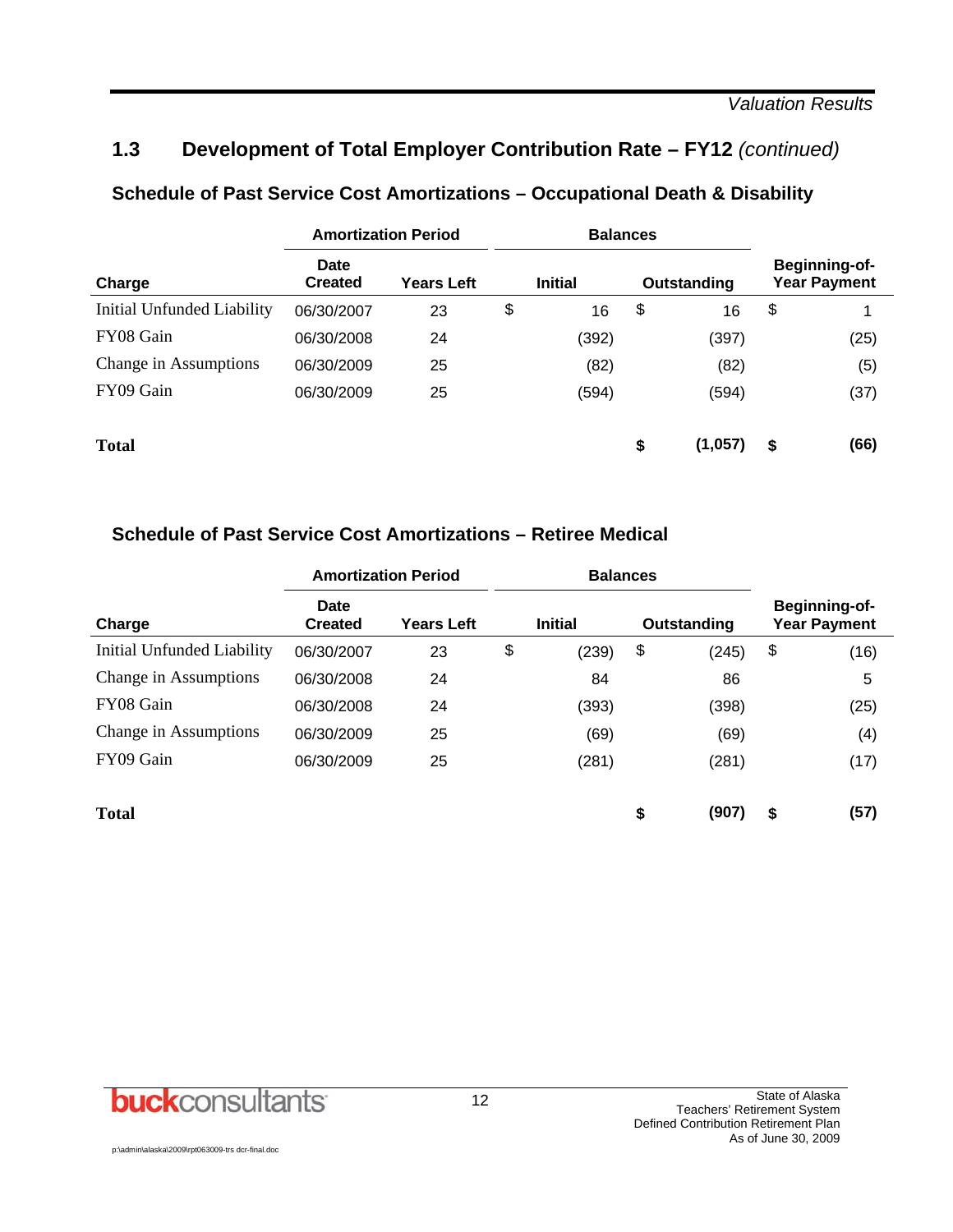## 1.3 Development of Total Employer Contribution Rate – FY12 *(continued)*

### Schedule of Past Service Cost Amortizations – Occupational Death & Disability

| | Amortization Period | | Balances | | |
|---|---|---|---|---|---|
| Charge | Date Created | Years Left | Initial | Outstanding | Beginning-of-Year Payment |
| Initial Unfunded Liability | 06/30/2007 | 23 | $ 16 | $ 16 | $ 1 |
| FY08 Gain | 06/30/2008 | 24 | (392) | (397) | (25) |
| Change in Assumptions | 06/30/2009 | 25 | (82) | (82) | (5) |
| FY09 Gain | 06/30/2009 | 25 | (594) | (594) | (37) |
| **Total** | | | | **$ (1,057)** | **$ (66)** |

### Schedule of Past Service Cost Amortizations – Retiree Medical

| | Amortization Period | | Balances | | |
|---|---|---|---|---|---|
| Charge | Date Created | Years Left | Initial | Outstanding | Beginning-of-Year Payment |
| Initial Unfunded Liability | 06/30/2007 | 23 | $ (239) | $ (245) | $ (16) |
| Change in Assumptions | 06/30/2008 | 24 | 84 | 86 | 5 |
| FY08 Gain | 06/30/2008 | 24 | (393) | (398) | (25) |
| Change in Assumptions | 06/30/2009 | 25 | (69) | (69) | (4) |
| FY09 Gain | 06/30/2009 | 25 | (281) | (281) | (17) |
| **Total** | | | | **$ (907)** | **$ (57)** |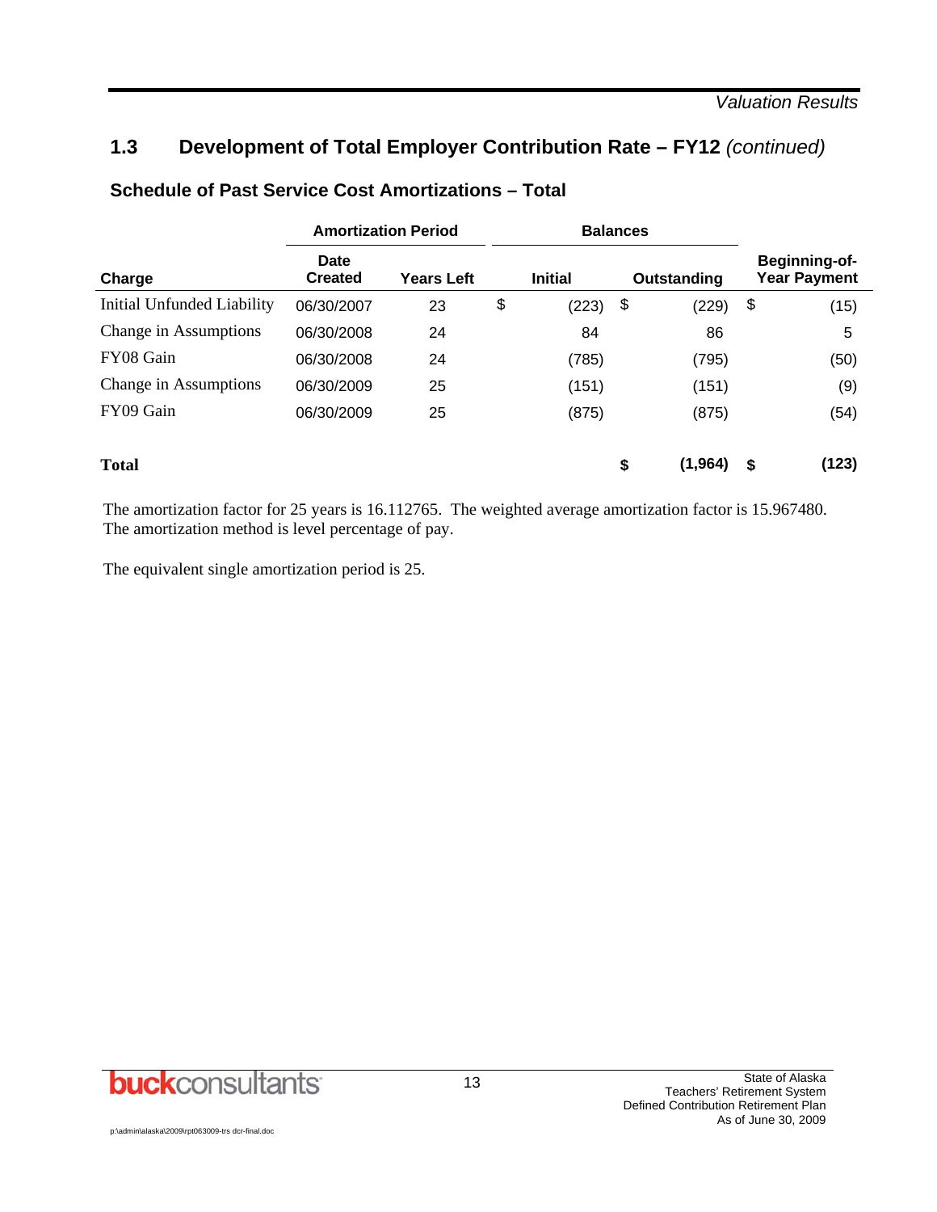## 1.3 Development of Total Employer Contribution Rate – FY12 *(continued)*

### Schedule of Past Service Cost Amortizations – Total

| | Amortization Period | | Balances | | |
|---|---|---|---|---|---|
| Charge | Date Created | Years Left | Initial | Outstanding | Beginning-of-Year Payment |
| Initial Unfunded Liability | 06/30/2007 | 23 | $ (223) | $ (229) | $ (15) |
| Change in Assumptions | 06/30/2008 | 24 | 84 | 86 | 5 |
| FY08 Gain | 06/30/2008 | 24 | (785) | (795) | (50) |
| Change in Assumptions | 06/30/2009 | 25 | (151) | (151) | (9) |
| FY09 Gain | 06/30/2009 | 25 | (875) | (875) | (54) |
| **Total** | | | | **$ (1,964)** | **$ (123)** |

The amortization factor for 25 years is 16.112765. The weighted average amortization factor is 15.967480. The amortization method is level percentage of pay.

The equivalent single amortization period is 25.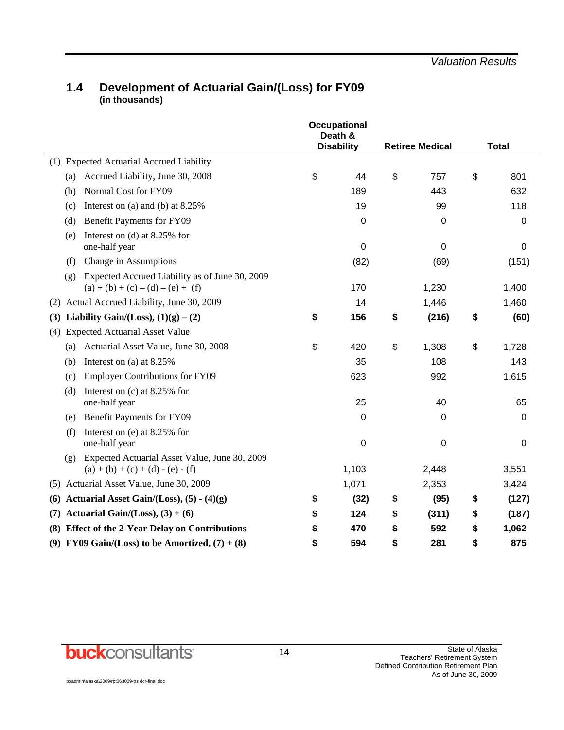## 1.4 Development of Actuarial Gain/(Loss) for FY09

**(in thousands)**

| | Occupational Death & Disability | Retiree Medical | Total |
|---|---|---|---|
| (1) Expected Actuarial Accrued Liability | | | |
| (a) Accrued Liability, June 30, 2008 | $ 44 | $ 757 | $ 801 |
| (b) Normal Cost for FY09 | 189 | 443 | 632 |
| (c) Interest on (a) and (b) at 8.25% | 19 | 99 | 118 |
| (d) Benefit Payments for FY09 | 0 | 0 | 0 |
| (e) Interest on (d) at 8.25% for one-half year | 0 | 0 | 0 |
| (f) Change in Assumptions | (82) | (69) | (151) |
| (g) Expected Accrued Liability as of June 30, 2009 (a) + (b) + (c) – (d) – (e) + (f) | 170 | 1,230 | 1,400 |
| (2) Actual Accrued Liability, June 30, 2009 | 14 | 1,446 | 1,460 |
| **(3) Liability Gain/(Loss), (1)(g) – (2)** | **$ 156** | **$ (216)** | **$ (60)** |
| (4) Expected Actuarial Asset Value | | | |
| (a) Actuarial Asset Value, June 30, 2008 | $ 420 | $ 1,308 | $ 1,728 |
| (b) Interest on (a) at 8.25% | 35 | 108 | 143 |
| (c) Employer Contributions for FY09 | 623 | 992 | 1,615 |
| (d) Interest on (c) at 8.25% for one-half year | 25 | 40 | 65 |
| (e) Benefit Payments for FY09 | 0 | 0 | 0 |
| (f) Interest on (e) at 8.25% for one-half year | 0 | 0 | 0 |
| (g) Expected Actuarial Asset Value, June 30, 2009 (a) + (b) + (c) + (d) - (e) - (f) | 1,103 | 2,448 | 3,551 |
| (5) Actuarial Asset Value, June 30, 2009 | 1,071 | 2,353 | 3,424 |
| **(6) Actuarial Asset Gain/(Loss), (5) - (4)(g)** | **$ (32)** | **$ (95)** | **$ (127)** |
| **(7) Actuarial Gain/(Loss), (3) + (6)** | **$ 124** | **$ (311)** | **$ (187)** |
| **(8) Effect of the 2-Year Delay on Contributions** | **$ 470** | **$ 592** | **$ 1,062** |
| **(9) FY09 Gain/(Loss) to be Amortized, (7) + (8)** | **$ 594** | **$ 281** | **$ 875** |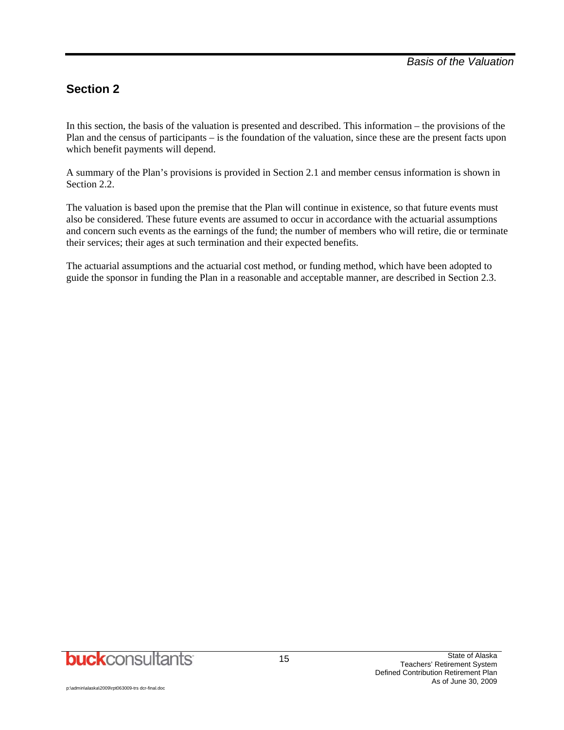# Section 2

In this section, the basis of the valuation is presented and described. This information – the provisions of the Plan and the census of participants – is the foundation of the valuation, since these are the present facts upon which benefit payments will depend.

A summary of the Plan's provisions is provided in Section 2.1 and member census information is shown in Section 2.2.

The valuation is based upon the premise that the Plan will continue in existence, so that future events must also be considered. These future events are assumed to occur in accordance with the actuarial assumptions and concern such events as the earnings of the fund; the number of members who will retire, die or terminate their services; their ages at such termination and their expected benefits.

The actuarial assumptions and the actuarial cost method, or funding method, which have been adopted to guide the sponsor in funding the Plan in a reasonable and acceptable manner, are described in Section 2.3.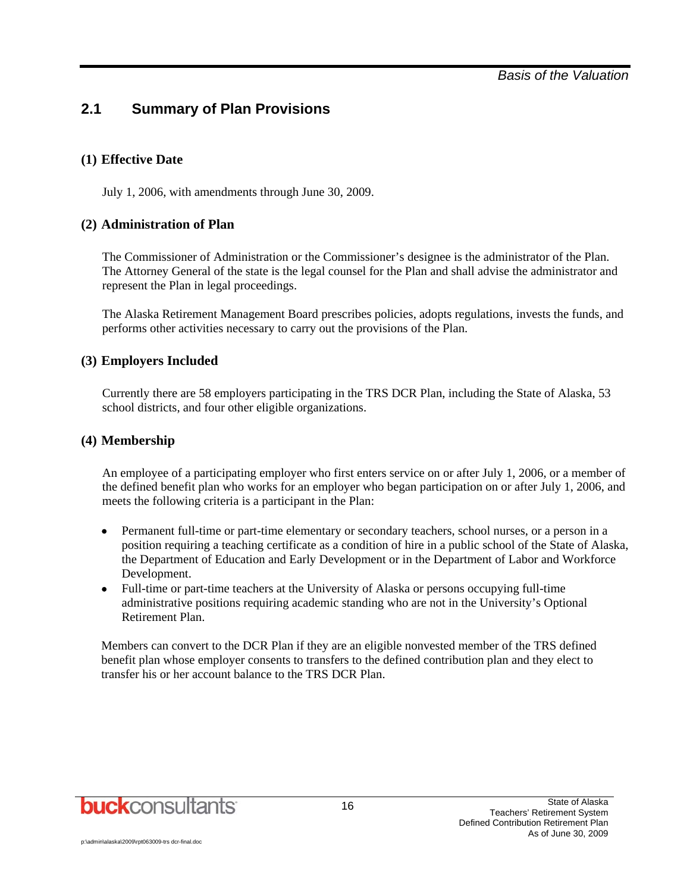## 2.1 Summary of Plan Provisions

### (1) Effective Date

July 1, 2006, with amendments through June 30, 2009.

### (2) Administration of Plan

The Commissioner of Administration or the Commissioner's designee is the administrator of the Plan. The Attorney General of the state is the legal counsel for the Plan and shall advise the administrator and represent the Plan in legal proceedings.

The Alaska Retirement Management Board prescribes policies, adopts regulations, invests the funds, and performs other activities necessary to carry out the provisions of the Plan.

### (3) Employers Included

Currently there are 58 employers participating in the TRS DCR Plan, including the State of Alaska, 53 school districts, and four other eligible organizations.

### (4) Membership

An employee of a participating employer who first enters service on or after July 1, 2006, or a member of the defined benefit plan who works for an employer who began participation on or after July 1, 2006, and meets the following criteria is a participant in the Plan:

- Permanent full-time or part-time elementary or secondary teachers, school nurses, or a person in a position requiring a teaching certificate as a condition of hire in a public school of the State of Alaska, the Department of Education and Early Development or in the Department of Labor and Workforce Development.
- Full-time or part-time teachers at the University of Alaska or persons occupying full-time administrative positions requiring academic standing who are not in the University's Optional Retirement Plan.

Members can convert to the DCR Plan if they are an eligible nonvested member of the TRS defined benefit plan whose employer consents to transfers to the defined contribution plan and they elect to transfer his or her account balance to the TRS DCR Plan.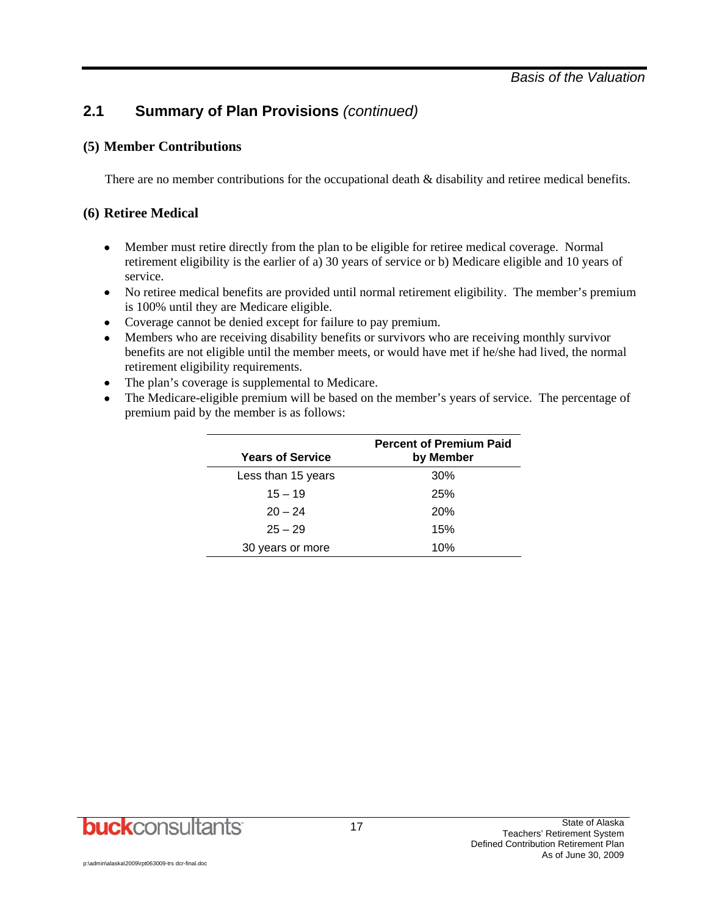## 2.1 Summary of Plan Provisions *(continued)*

### (5) Member Contributions

There are no member contributions for the occupational death & disability and retiree medical benefits.

### (6) Retiree Medical

- Member must retire directly from the plan to be eligible for retiree medical coverage. Normal retirement eligibility is the earlier of a) 30 years of service or b) Medicare eligible and 10 years of service.
- No retiree medical benefits are provided until normal retirement eligibility. The member's premium is 100% until they are Medicare eligible.
- Coverage cannot be denied except for failure to pay premium.
- Members who are receiving disability benefits or survivors who are receiving monthly survivor benefits are not eligible until the member meets, or would have met if he/she had lived, the normal retirement eligibility requirements.
- The plan's coverage is supplemental to Medicare.
- The Medicare-eligible premium will be based on the member's years of service. The percentage of premium paid by the member is as follows:

| Years of Service | Percent of Premium Paid by Member |
|---|---|
| Less than 15 years | 30% |
| 15 – 19 | 25% |
| 20 – 24 | 20% |
| 25 – 29 | 15% |
| 30 years or more | 10% |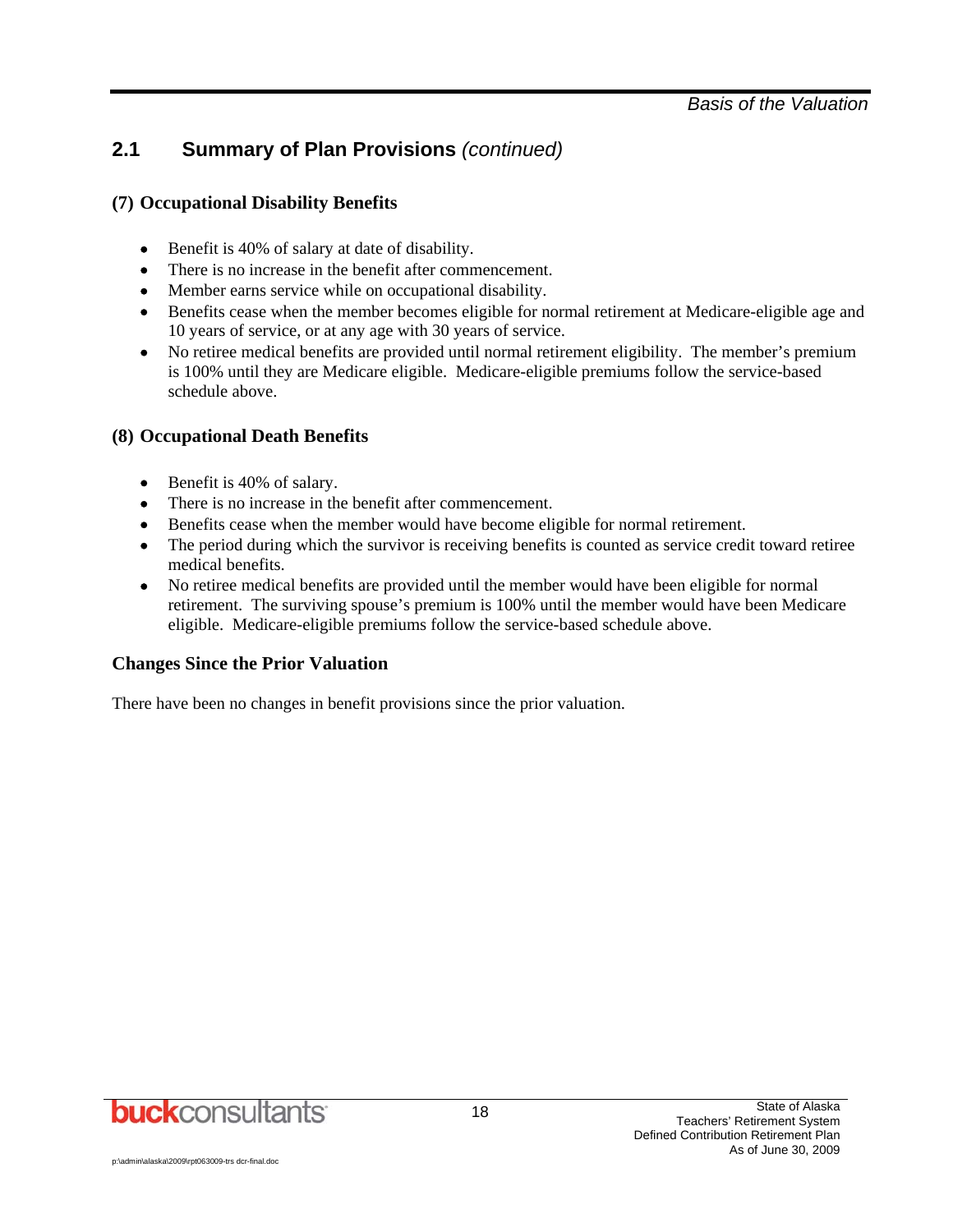## 2.1 Summary of Plan Provisions *(continued)*

### (7) Occupational Disability Benefits

- Benefit is 40% of salary at date of disability.
- There is no increase in the benefit after commencement.
- Member earns service while on occupational disability.
- Benefits cease when the member becomes eligible for normal retirement at Medicare-eligible age and 10 years of service, or at any age with 30 years of service.
- No retiree medical benefits are provided until normal retirement eligibility. The member's premium is 100% until they are Medicare eligible. Medicare-eligible premiums follow the service-based schedule above.

### (8) Occupational Death Benefits

- Benefit is 40% of salary.
- There is no increase in the benefit after commencement.
- Benefits cease when the member would have become eligible for normal retirement.
- The period during which the survivor is receiving benefits is counted as service credit toward retiree medical benefits.
- No retiree medical benefits are provided until the member would have been eligible for normal retirement. The surviving spouse's premium is 100% until the member would have been Medicare eligible. Medicare-eligible premiums follow the service-based schedule above.

### Changes Since the Prior Valuation

There have been no changes in benefit provisions since the prior valuation.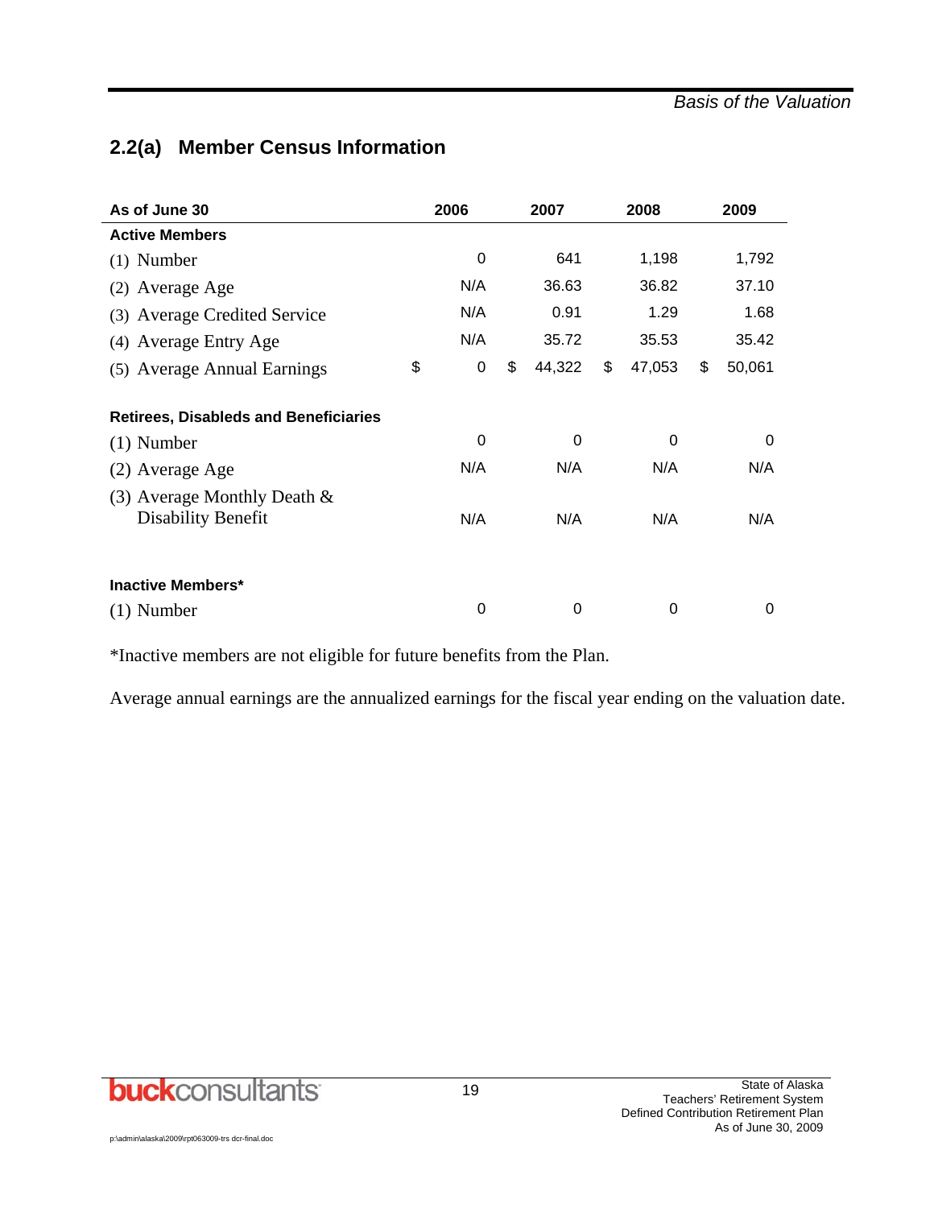## 2.2(a) Member Census Information

| As of June 30 | 2006 | 2007 | 2008 | 2009 |
|---|---|---|---|---|
| **Active Members** | | | | |
| (1) Number | 0 | 641 | 1,198 | 1,792 |
| (2) Average Age | N/A | 36.63 | 36.82 | 37.10 |
| (3) Average Credited Service | N/A | 0.91 | 1.29 | 1.68 |
| (4) Average Entry Age | N/A | 35.72 | 35.53 | 35.42 |
| (5) Average Annual Earnings | $ 0 | $ 44,322 | $ 47,053 | $ 50,061 |
| **Retirees, Disableds and Beneficiaries** | | | | |
| (1) Number | 0 | 0 | 0 | 0 |
| (2) Average Age | N/A | N/A | N/A | N/A |
| (3) Average Monthly Death & Disability Benefit | N/A | N/A | N/A | N/A |
| **Inactive Members*** | | | | |
| (1) Number | 0 | 0 | 0 | 0 |

*Inactive members are not eligible for future benefits from the Plan.

Average annual earnings are the annualized earnings for the fiscal year ending on the valuation date.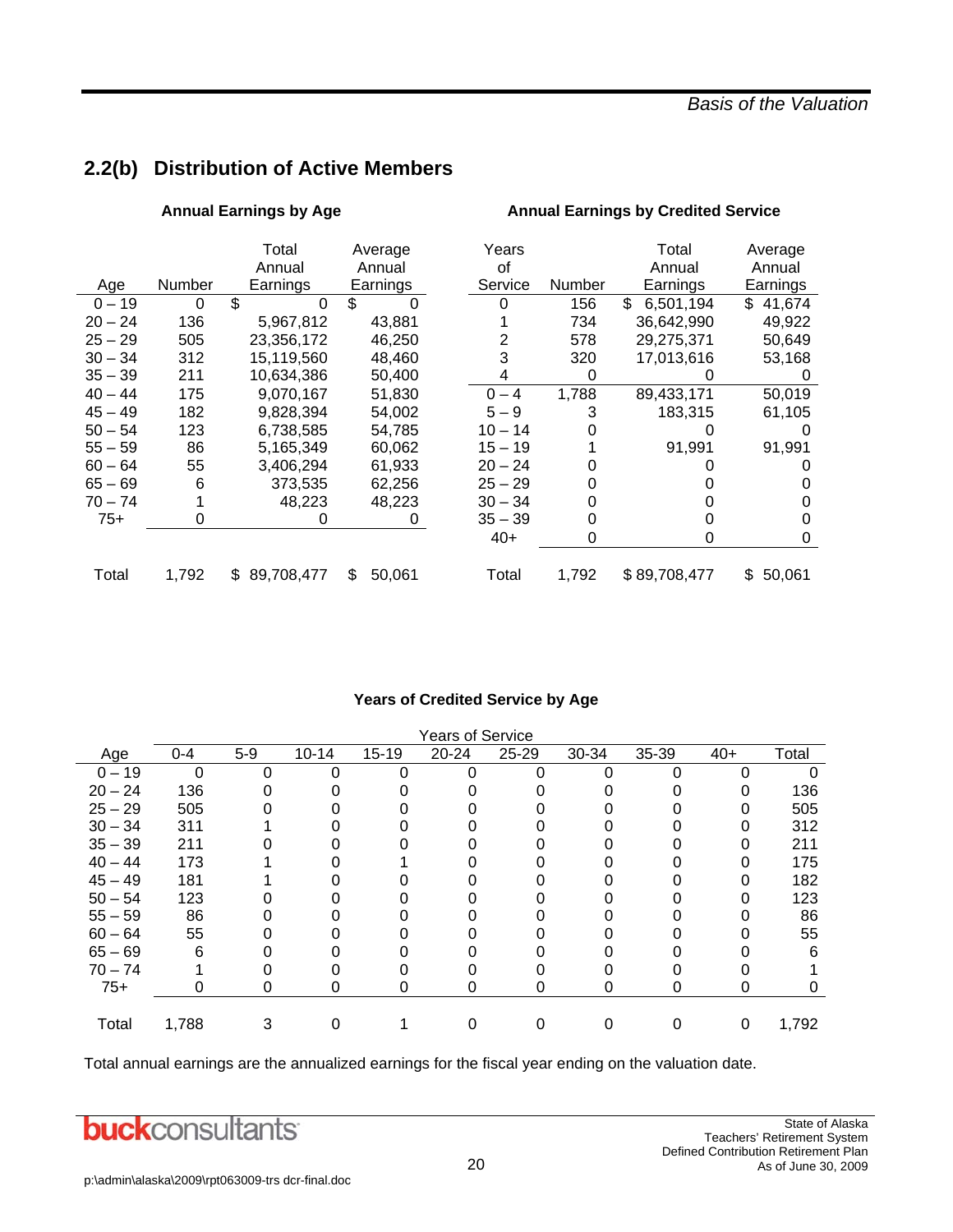## 2.2(b) Distribution of Active Members

**Annual Earnings by Age**

| Age | Number | Total Annual Earnings | Average Annual Earnings |
|---|---|---|---|
| 0 – 19 | 0 | $ 0 | $ 0 |
| 20 – 24 | 136 | 5,967,812 | 43,881 |
| 25 – 29 | 505 | 23,356,172 | 46,250 |
| 30 – 34 | 312 | 15,119,560 | 48,460 |
| 35 – 39 | 211 | 10,634,386 | 50,400 |
| 40 – 44 | 175 | 9,070,167 | 51,830 |
| 45 – 49 | 182 | 9,828,394 | 54,002 |
| 50 – 54 | 123 | 6,738,585 | 54,785 |
| 55 – 59 | 86 | 5,165,349 | 60,062 |
| 60 – 64 | 55 | 3,406,294 | 61,933 |
| 65 – 69 | 6 | 373,535 | 62,256 |
| 70 – 74 | 1 | 48,223 | 48,223 |
| 75+ | 0 | 0 | 0 |
| Total | 1,792 | $ 89,708,477 | $ 50,061 |

**Annual Earnings by Credited Service**

| Years of Service | Number | Total Annual Earnings | Average Annual Earnings |
|---|---|---|---|
| 0 | 156 | $ 6,501,194 | $ 41,674 |
| 1 | 734 | 36,642,990 | 49,922 |
| 2 | 578 | 29,275,371 | 50,649 |
| 3 | 320 | 17,013,616 | 53,168 |
| 4 | 0 | 0 | 0 |
| 0 – 4 | 1,788 | 89,433,171 | 50,019 |
| 5 – 9 | 3 | 183,315 | 61,105 |
| 10 – 14 | 0 | 0 | 0 |
| 15 – 19 | 1 | 91,991 | 91,991 |
| 20 – 24 | 0 | 0 | 0 |
| 25 – 29 | 0 | 0 | 0 |
| 30 – 34 | 0 | 0 | 0 |
| 35 – 39 | 0 | 0 | 0 |
| 40+ | 0 | 0 | 0 |
| Total | 1,792 | $ 89,708,477 | $ 50,061 |

**Years of Credited Service by Age**

| | Years of Service | | | | | | | | | |
|---|---|---|---|---|---|---|---|---|---|---|
| Age | 0-4 | 5-9 | 10-14 | 15-19 | 20-24 | 25-29 | 30-34 | 35-39 | 40+ | Total |
| 0 – 19 | 0 | 0 | 0 | 0 | 0 | 0 | 0 | 0 | 0 | 0 |
| 20 – 24 | 136 | 0 | 0 | 0 | 0 | 0 | 0 | 0 | 0 | 136 |
| 25 – 29 | 505 | 0 | 0 | 0 | 0 | 0 | 0 | 0 | 0 | 505 |
| 30 – 34 | 311 | 1 | 0 | 0 | 0 | 0 | 0 | 0 | 0 | 312 |
| 35 – 39 | 211 | 0 | 0 | 0 | 0 | 0 | 0 | 0 | 0 | 211 |
| 40 – 44 | 173 | 1 | 0 | 1 | 0 | 0 | 0 | 0 | 0 | 175 |
| 45 – 49 | 181 | 1 | 0 | 0 | 0 | 0 | 0 | 0 | 0 | 182 |
| 50 – 54 | 123 | 0 | 0 | 0 | 0 | 0 | 0 | 0 | 0 | 123 |
| 55 – 59 | 86 | 0 | 0 | 0 | 0 | 0 | 0 | 0 | 0 | 86 |
| 60 – 64 | 55 | 0 | 0 | 0 | 0 | 0 | 0 | 0 | 0 | 55 |
| 65 – 69 | 6 | 0 | 0 | 0 | 0 | 0 | 0 | 0 | 0 | 6 |
| 70 – 74 | 1 | 0 | 0 | 0 | 0 | 0 | 0 | 0 | 0 | 1 |
| 75+ | 0 | 0 | 0 | 0 | 0 | 0 | 0 | 0 | 0 | 0 |
| Total | 1,788 | 3 | 0 | 1 | 0 | 0 | 0 | 0 | 0 | 1,792 |

Total annual earnings are the annualized earnings for the fiscal year ending on the valuation date.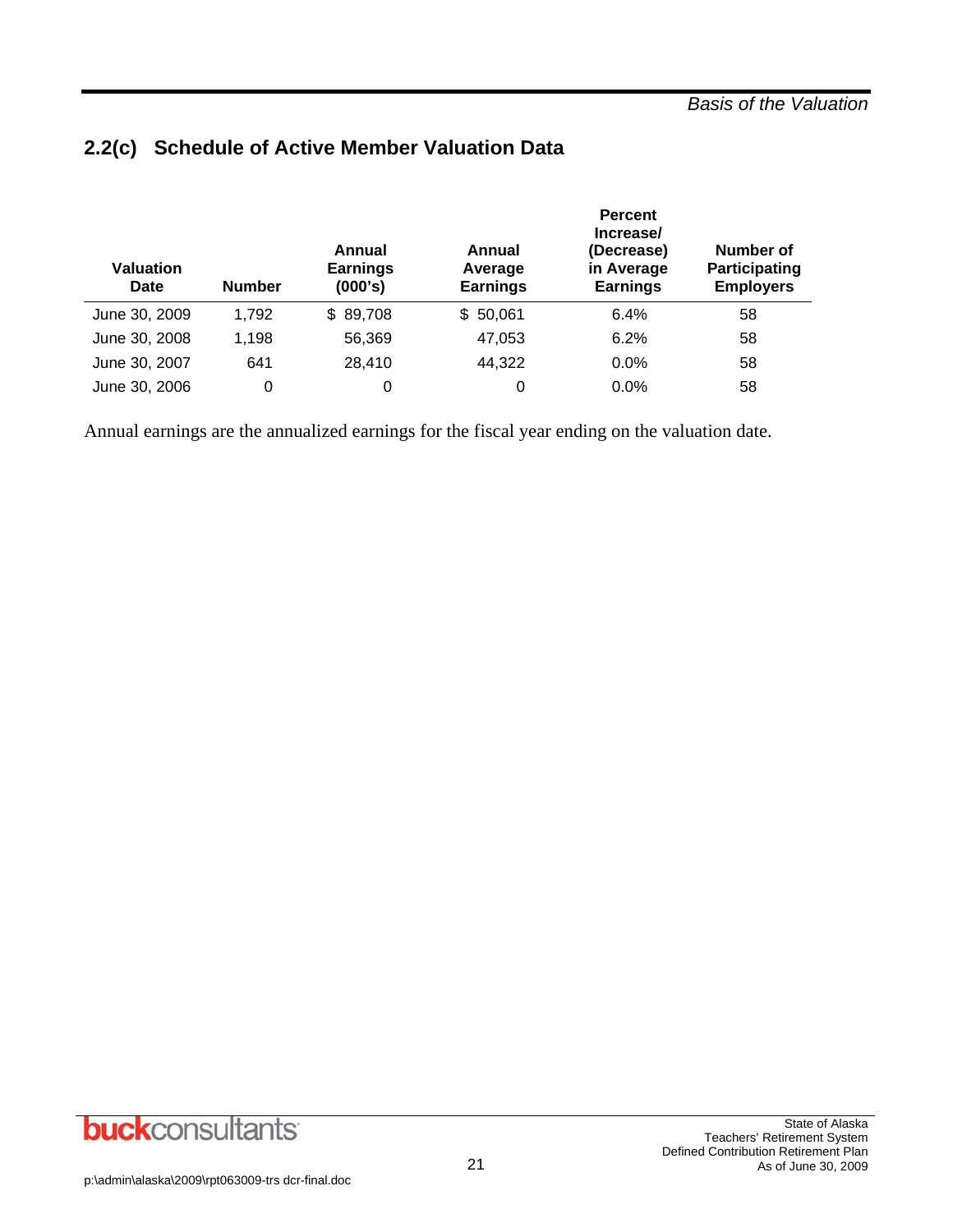## 2.2(c) Schedule of Active Member Valuation Data

| Valuation Date | Number | Annual Earnings (000's) | Annual Average Earnings | Percent Increase/ (Decrease) in Average Earnings | Number of Participating Employers |
|---|---|---|---|---|---|
| June 30, 2009 | 1,792 | $ 89,708 | $ 50,061 | 6.4% | 58 |
| June 30, 2008 | 1,198 | 56,369 | 47,053 | 6.2% | 58 |
| June 30, 2007 | 641 | 28,410 | 44,322 | 0.0% | 58 |
| June 30, 2006 | 0 | 0 | 0 | 0.0% | 58 |

Annual earnings are the annualized earnings for the fiscal year ending on the valuation date.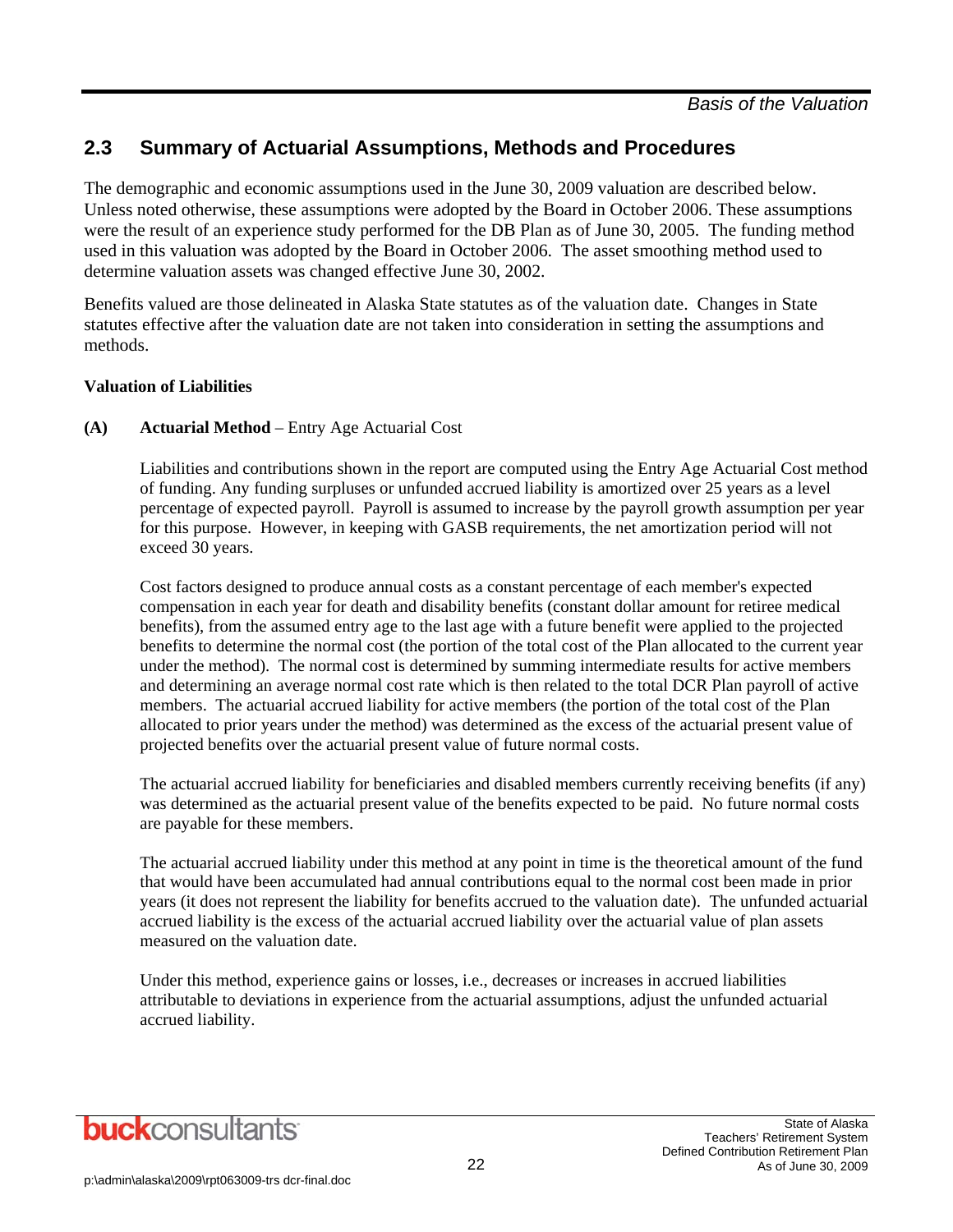## 2.3 Summary of Actuarial Assumptions, Methods and Procedures

The demographic and economic assumptions used in the June 30, 2009 valuation are described below. Unless noted otherwise, these assumptions were adopted by the Board in October 2006. These assumptions were the result of an experience study performed for the DB Plan as of June 30, 2005. The funding method used in this valuation was adopted by the Board in October 2006. The asset smoothing method used to determine valuation assets was changed effective June 30, 2002.

Benefits valued are those delineated in Alaska State statutes as of the valuation date. Changes in State statutes effective after the valuation date are not taken into consideration in setting the assumptions and methods.

**Valuation of Liabilities**

**(A) Actuarial Method** – Entry Age Actuarial Cost

Liabilities and contributions shown in the report are computed using the Entry Age Actuarial Cost method of funding. Any funding surpluses or unfunded accrued liability is amortized over 25 years as a level percentage of expected payroll. Payroll is assumed to increase by the payroll growth assumption per year for this purpose. However, in keeping with GASB requirements, the net amortization period will not exceed 30 years.

Cost factors designed to produce annual costs as a constant percentage of each member's expected compensation in each year for death and disability benefits (constant dollar amount for retiree medical benefits), from the assumed entry age to the last age with a future benefit were applied to the projected benefits to determine the normal cost (the portion of the total cost of the Plan allocated to the current year under the method). The normal cost is determined by summing intermediate results for active members and determining an average normal cost rate which is then related to the total DCR Plan payroll of active members. The actuarial accrued liability for active members (the portion of the total cost of the Plan allocated to prior years under the method) was determined as the excess of the actuarial present value of projected benefits over the actuarial present value of future normal costs.

The actuarial accrued liability for beneficiaries and disabled members currently receiving benefits (if any) was determined as the actuarial present value of the benefits expected to be paid. No future normal costs are payable for these members.

The actuarial accrued liability under this method at any point in time is the theoretical amount of the fund that would have been accumulated had annual contributions equal to the normal cost been made in prior years (it does not represent the liability for benefits accrued to the valuation date). The unfunded actuarial accrued liability is the excess of the actuarial accrued liability over the actuarial value of plan assets measured on the valuation date.

Under this method, experience gains or losses, i.e., decreases or increases in accrued liabilities attributable to deviations in experience from the actuarial assumptions, adjust the unfunded actuarial accrued liability.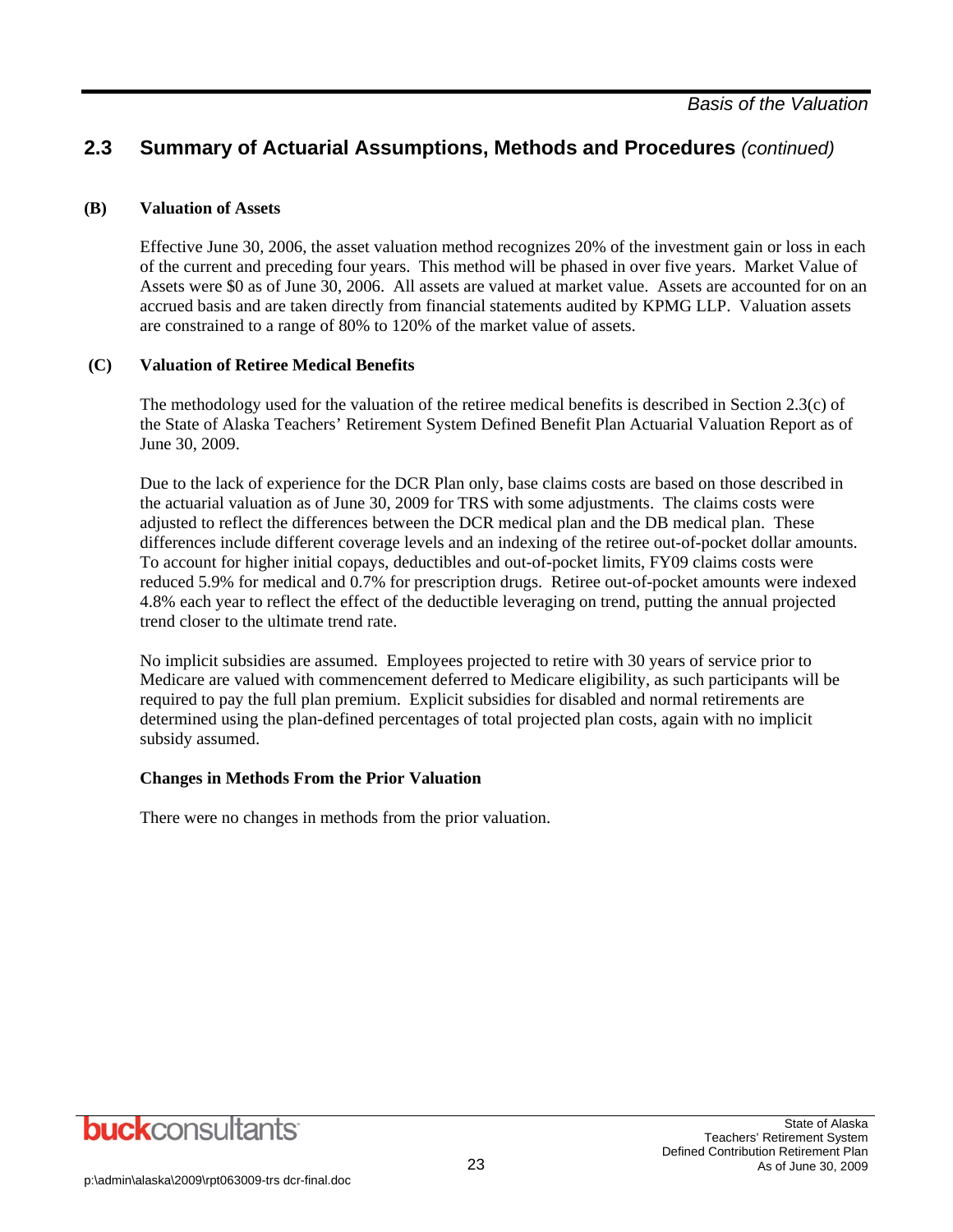## 2.3 Summary of Actuarial Assumptions, Methods and Procedures *(continued)*

**(B) Valuation of Assets**

Effective June 30, 2006, the asset valuation method recognizes 20% of the investment gain or loss in each of the current and preceding four years. This method will be phased in over five years. Market Value of Assets were $0 as of June 30, 2006. All assets are valued at market value. Assets are accounted for on an accrued basis and are taken directly from financial statements audited by KPMG LLP. Valuation assets are constrained to a range of 80% to 120% of the market value of assets.

**(C) Valuation of Retiree Medical Benefits**

The methodology used for the valuation of the retiree medical benefits is described in Section 2.3(c) of the State of Alaska Teachers' Retirement System Defined Benefit Plan Actuarial Valuation Report as of June 30, 2009.

Due to the lack of experience for the DCR Plan only, base claims costs are based on those described in the actuarial valuation as of June 30, 2009 for TRS with some adjustments. The claims costs were adjusted to reflect the differences between the DCR medical plan and the DB medical plan. These differences include different coverage levels and an indexing of the retiree out-of-pocket dollar amounts. To account for higher initial copays, deductibles and out-of-pocket limits, FY09 claims costs were reduced 5.9% for medical and 0.7% for prescription drugs. Retiree out-of-pocket amounts were indexed 4.8% each year to reflect the effect of the deductible leveraging on trend, putting the annual projected trend closer to the ultimate trend rate.

No implicit subsidies are assumed. Employees projected to retire with 30 years of service prior to Medicare are valued with commencement deferred to Medicare eligibility, as such participants will be required to pay the full plan premium. Explicit subsidies for disabled and normal retirements are determined using the plan-defined percentages of total projected plan costs, again with no implicit subsidy assumed.

**Changes in Methods From the Prior Valuation**

There were no changes in methods from the prior valuation.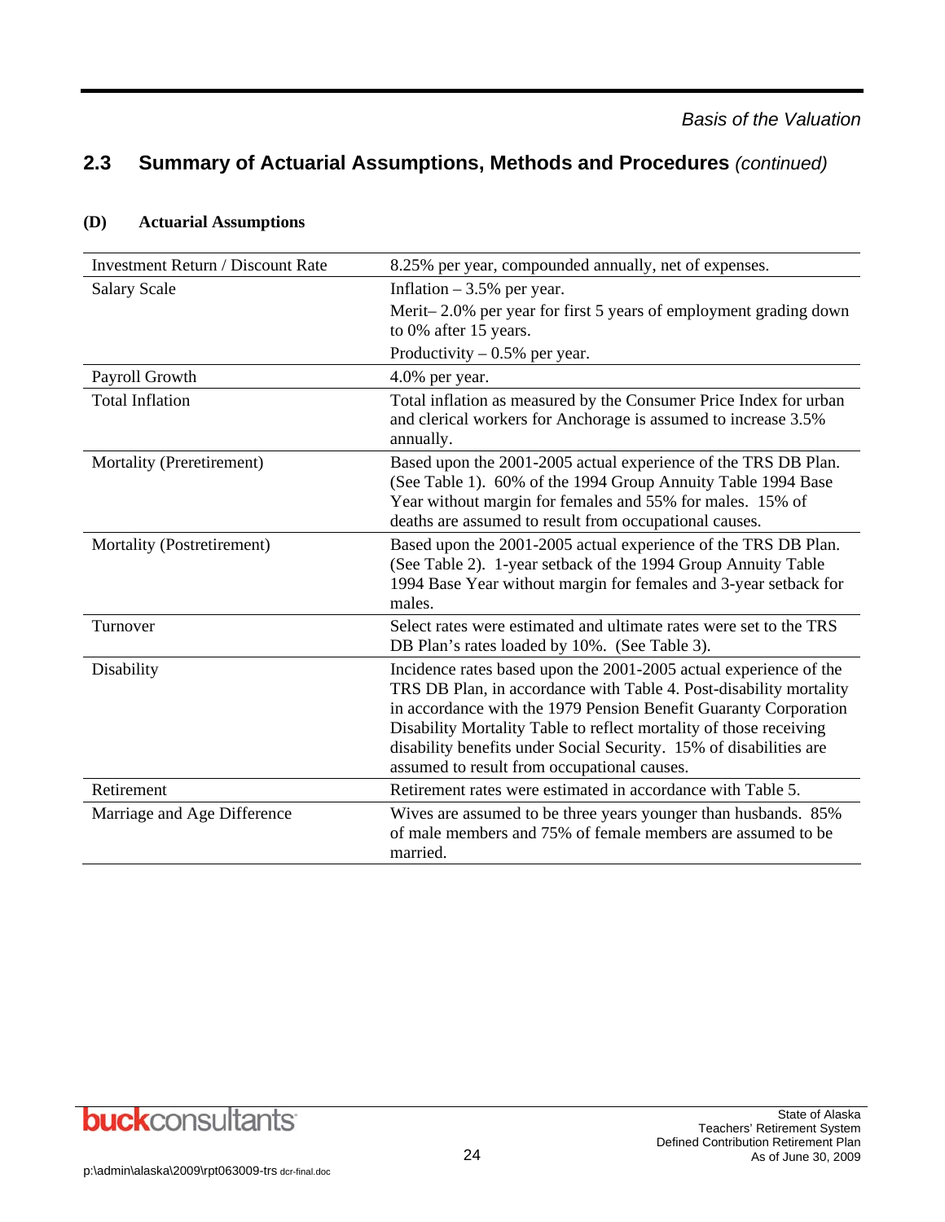## 2.3 Summary of Actuarial Assumptions, Methods and Procedures *(continued)*

**(D) Actuarial Assumptions**

| | |
|---|---|
| Investment Return / Discount Rate | 8.25% per year, compounded annually, net of expenses. |
| Salary Scale | Inflation – 3.5% per year.<br>Merit– 2.0% per year for first 5 years of employment grading down to 0% after 15 years.<br>Productivity – 0.5% per year. |
| Payroll Growth | 4.0% per year. |
| Total Inflation | Total inflation as measured by the Consumer Price Index for urban and clerical workers for Anchorage is assumed to increase 3.5% annually. |
| Mortality (Preretirement) | Based upon the 2001-2005 actual experience of the TRS DB Plan. (See Table 1). 60% of the 1994 Group Annuity Table 1994 Base Year without margin for females and 55% for males. 15% of deaths are assumed to result from occupational causes. |
| Mortality (Postretirement) | Based upon the 2001-2005 actual experience of the TRS DB Plan. (See Table 2). 1-year setback of the 1994 Group Annuity Table 1994 Base Year without margin for females and 3-year setback for males. |
| Turnover | Select rates were estimated and ultimate rates were set to the TRS DB Plan's rates loaded by 10%. (See Table 3). |
| Disability | Incidence rates based upon the 2001-2005 actual experience of the TRS DB Plan, in accordance with Table 4. Post-disability mortality in accordance with the 1979 Pension Benefit Guaranty Corporation Disability Mortality Table to reflect mortality of those receiving disability benefits under Social Security. 15% of disabilities are assumed to result from occupational causes. |
| Retirement | Retirement rates were estimated in accordance with Table 5. |
| Marriage and Age Difference | Wives are assumed to be three years younger than husbands. 85% of male members and 75% of female members are assumed to be married. |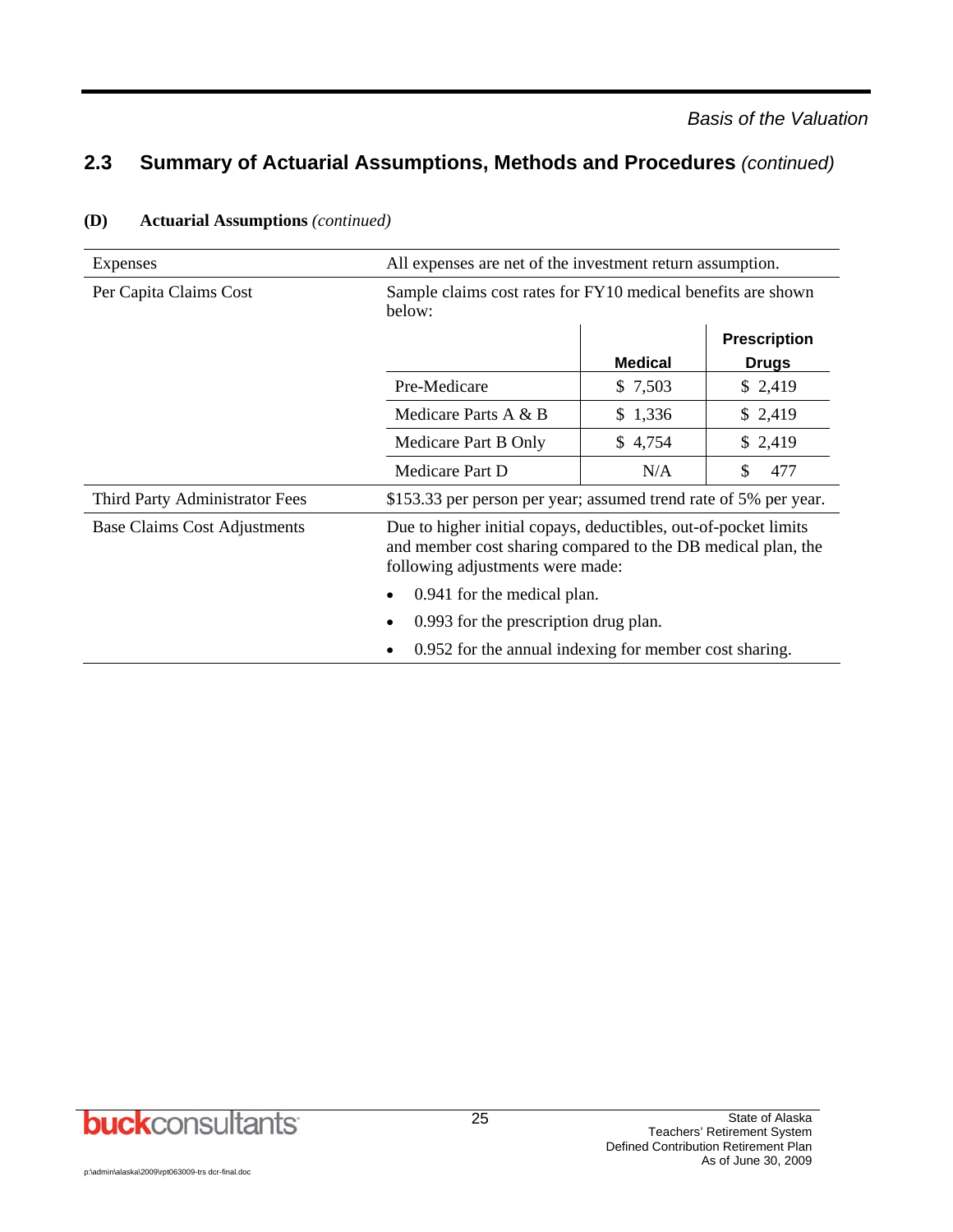## 2.3 Summary of Actuarial Assumptions, Methods and Procedures *(continued)*

**(D) Actuarial Assumptions** *(continued)*

| | |
|---|---|
| Expenses | All expenses are net of the investment return assumption. |
| Per Capita Claims Cost | Sample claims cost rates for FY10 medical benefits are shown below: |

| | Medical | Prescription Drugs |
|---|---|---|
| Pre-Medicare | $ 7,503 | $ 2,419 |
| Medicare Parts A & B | $ 1,336 | $ 2,419 |
| Medicare Part B Only | $ 4,754 | $ 2,419 |
| Medicare Part D | N/A | $ 477 |

| | |
|---|---|
| Third Party Administrator Fees | $153.33 per person per year; assumed trend rate of 5% per year. |
| Base Claims Cost Adjustments | Due to higher initial copays, deductibles, out-of-pocket limits and member cost sharing compared to the DB medical plan, the following adjustments were made: |

- 0.941 for the medical plan.
- 0.993 for the prescription drug plan.
- 0.952 for the annual indexing for member cost sharing.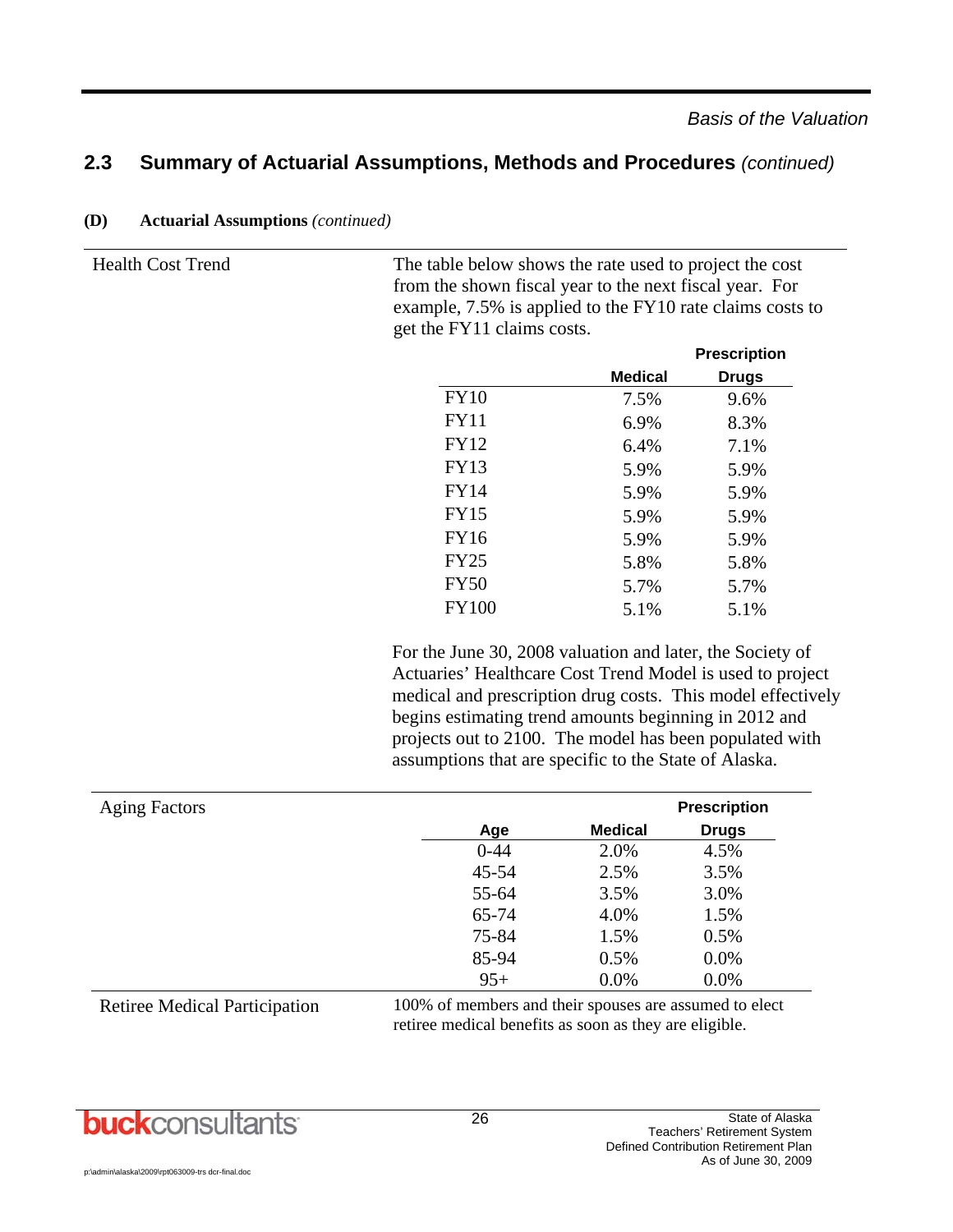## 2.3 Summary of Actuarial Assumptions, Methods and Procedures *(continued)*

**(D) Actuarial Assumptions** *(continued)*

**Health Cost Trend**

The table below shows the rate used to project the cost from the shown fiscal year to the next fiscal year. For example, 7.5% is applied to the FY10 rate claims costs to get the FY11 claims costs.

| | Medical | Prescription Drugs |
|---|---|---|
| FY10 | 7.5% | 9.6% |
| FY11 | 6.9% | 8.3% |
| FY12 | 6.4% | 7.1% |
| FY13 | 5.9% | 5.9% |
| FY14 | 5.9% | 5.9% |
| FY15 | 5.9% | 5.9% |
| FY16 | 5.9% | 5.9% |
| FY25 | 5.8% | 5.8% |
| FY50 | 5.7% | 5.7% |
| FY100 | 5.1% | 5.1% |

For the June 30, 2008 valuation and later, the Society of Actuaries' Healthcare Cost Trend Model is used to project medical and prescription drug costs. This model effectively begins estimating trend amounts beginning in 2012 and projects out to 2100. The model has been populated with assumptions that are specific to the State of Alaska.

**Aging Factors**

| Age | Medical | Prescription Drugs |
|---|---|---|
| 0-44 | 2.0% | 4.5% |
| 45-54 | 2.5% | 3.5% |
| 55-64 | 3.5% | 3.0% |
| 65-74 | 4.0% | 1.5% |
| 75-84 | 1.5% | 0.5% |
| 85-94 | 0.5% | 0.0% |
| 95+ | 0.0% | 0.0% |

**Retiree Medical Participation**

100% of members and their spouses are assumed to elect retiree medical benefits as soon as they are eligible.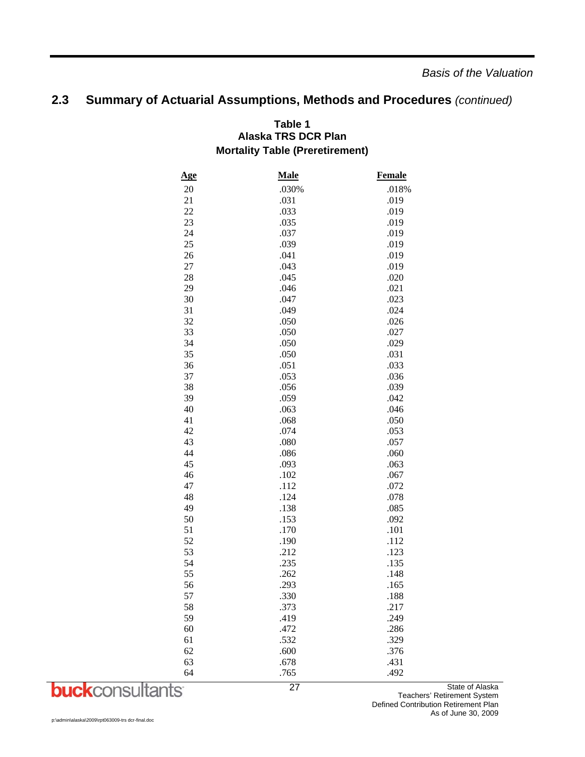## 2.3 Summary of Actuarial Assumptions, Methods and Procedures *(continued)*

**Table 1**
**Alaska TRS DCR Plan**
**Mortality Table (Preretirement)**

| Age | Male | Female |
|---|---|---|
| 20 | .030% | .018% |
| 21 | .031 | .019 |
| 22 | .033 | .019 |
| 23 | .035 | .019 |
| 24 | .037 | .019 |
| 25 | .039 | .019 |
| 26 | .041 | .019 |
| 27 | .043 | .019 |
| 28 | .045 | .020 |
| 29 | .046 | .021 |
| 30 | .047 | .023 |
| 31 | .049 | .024 |
| 32 | .050 | .026 |
| 33 | .050 | .027 |
| 34 | .050 | .029 |
| 35 | .050 | .031 |
| 36 | .051 | .033 |
| 37 | .053 | .036 |
| 38 | .056 | .039 |
| 39 | .059 | .042 |
| 40 | .063 | .046 |
| 41 | .068 | .050 |
| 42 | .074 | .053 |
| 43 | .080 | .057 |
| 44 | .086 | .060 |
| 45 | .093 | .063 |
| 46 | .102 | .067 |
| 47 | .112 | .072 |
| 48 | .124 | .078 |
| 49 | .138 | .085 |
| 50 | .153 | .092 |
| 51 | .170 | .101 |
| 52 | .190 | .112 |
| 53 | .212 | .123 |
| 54 | .235 | .135 |
| 55 | .262 | .148 |
| 56 | .293 | .165 |
| 57 | .330 | .188 |
| 58 | .373 | .217 |
| 59 | .419 | .249 |
| 60 | .472 | .286 |
| 61 | .532 | .329 |
| 62 | .600 | .376 |
| 63 | .678 | .431 |
| 64 | .765 | .492 |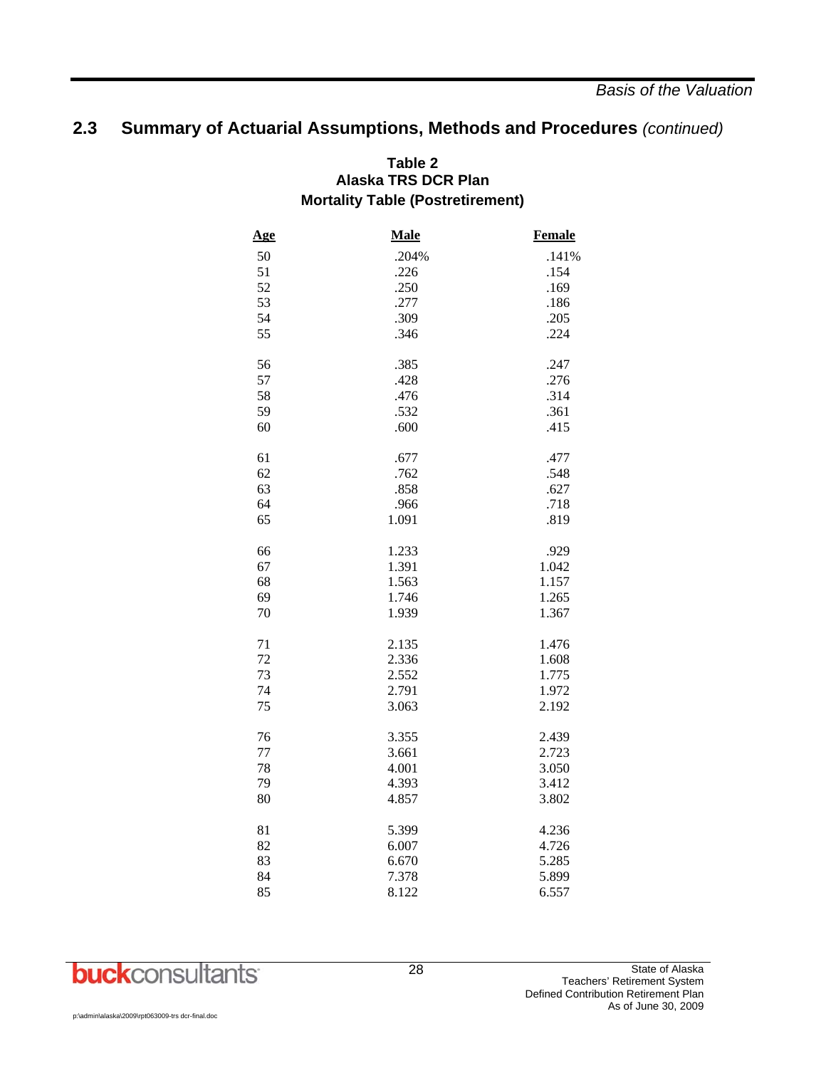## 2.3 Summary of Actuarial Assumptions, Methods and Procedures *(continued)*

**Table 2**
**Alaska TRS DCR Plan**
**Mortality Table (Postretirement)**

| Age | Male | Female |
|---|---|---|
| 50 | .204% | .141% |
| 51 | .226 | .154 |
| 52 | .250 | .169 |
| 53 | .277 | .186 |
| 54 | .309 | .205 |
| 55 | .346 | .224 |
| 56 | .385 | .247 |
| 57 | .428 | .276 |
| 58 | .476 | .314 |
| 59 | .532 | .361 |
| 60 | .600 | .415 |
| 61 | .677 | .477 |
| 62 | .762 | .548 |
| 63 | .858 | .627 |
| 64 | .966 | .718 |
| 65 | 1.091 | .819 |
| 66 | 1.233 | .929 |
| 67 | 1.391 | 1.042 |
| 68 | 1.563 | 1.157 |
| 69 | 1.746 | 1.265 |
| 70 | 1.939 | 1.367 |
| 71 | 2.135 | 1.476 |
| 72 | 2.336 | 1.608 |
| 73 | 2.552 | 1.775 |
| 74 | 2.791 | 1.972 |
| 75 | 3.063 | 2.192 |
| 76 | 3.355 | 2.439 |
| 77 | 3.661 | 2.723 |
| 78 | 4.001 | 3.050 |
| 79 | 4.393 | 3.412 |
| 80 | 4.857 | 3.802 |
| 81 | 5.399 | 4.236 |
| 82 | 6.007 | 4.726 |
| 83 | 6.670 | 5.285 |
| 84 | 7.378 | 5.899 |
| 85 | 8.122 | 6.557 |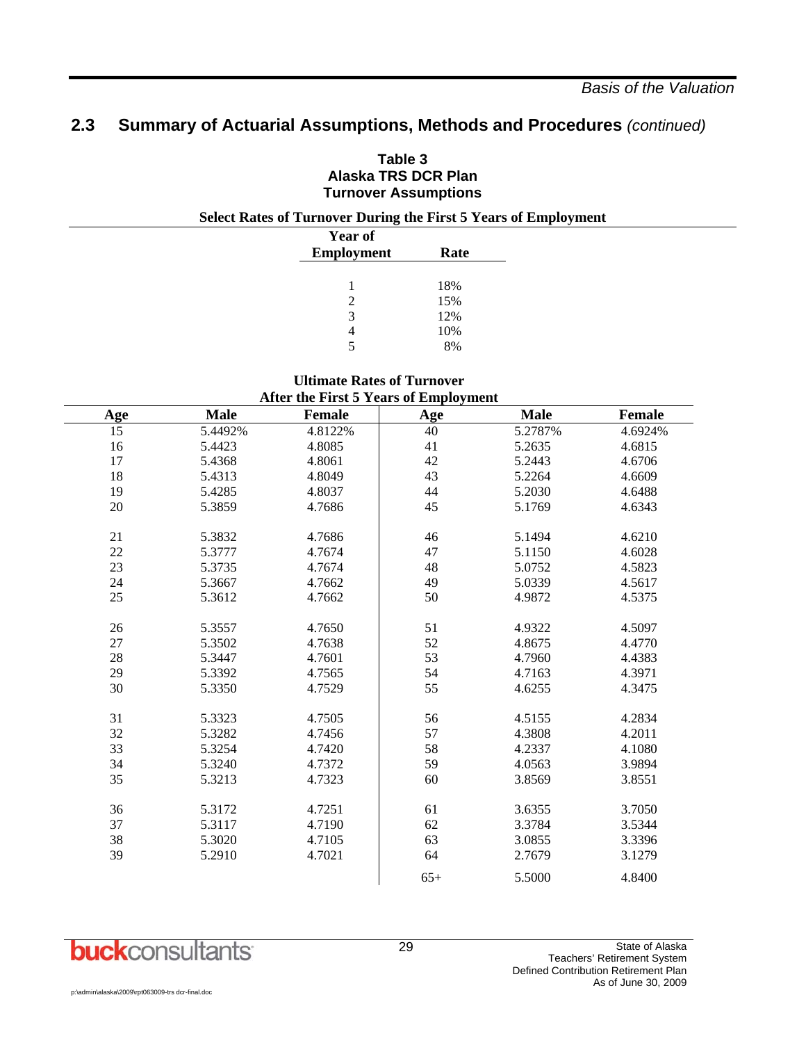## 2.3 Summary of Actuarial Assumptions, Methods and Procedures *(continued)*

**Table 3**
**Alaska TRS DCR Plan**
**Turnover Assumptions**

**Select Rates of Turnover During the First 5 Years of Employment**

| Year of Employment | Rate |
|---|---|
| 1 | 18% |
| 2 | 15% |
| 3 | 12% |
| 4 | 10% |
| 5 | 8% |

**Ultimate Rates of Turnover**
**After the First 5 Years of Employment**

| Age | Male | Female | Age | Male | Female |
|---|---|---|---|---|---|
| 15 | 5.4492% | 4.8122% | 40 | 5.2787% | 4.6924% |
| 16 | 5.4423 | 4.8085 | 41 | 5.2635 | 4.6815 |
| 17 | 5.4368 | 4.8061 | 42 | 5.2443 | 4.6706 |
| 18 | 5.4313 | 4.8049 | 43 | 5.2264 | 4.6609 |
| 19 | 5.4285 | 4.8037 | 44 | 5.2030 | 4.6488 |
| 20 | 5.3859 | 4.7686 | 45 | 5.1769 | 4.6343 |
| 21 | 5.3832 | 4.7686 | 46 | 5.1494 | 4.6210 |
| 22 | 5.3777 | 4.7674 | 47 | 5.1150 | 4.6028 |
| 23 | 5.3735 | 4.7674 | 48 | 5.0752 | 4.5823 |
| 24 | 5.3667 | 4.7662 | 49 | 5.0339 | 4.5617 |
| 25 | 5.3612 | 4.7662 | 50 | 4.9872 | 4.5375 |
| 26 | 5.3557 | 4.7650 | 51 | 4.9322 | 4.5097 |
| 27 | 5.3502 | 4.7638 | 52 | 4.8675 | 4.4770 |
| 28 | 5.3447 | 4.7601 | 53 | 4.7960 | 4.4383 |
| 29 | 5.3392 | 4.7565 | 54 | 4.7163 | 4.3971 |
| 30 | 5.3350 | 4.7529 | 55 | 4.6255 | 4.3475 |
| 31 | 5.3323 | 4.7505 | 56 | 4.5155 | 4.2834 |
| 32 | 5.3282 | 4.7456 | 57 | 4.3808 | 4.2011 |
| 33 | 5.3254 | 4.7420 | 58 | 4.2337 | 4.1080 |
| 34 | 5.3240 | 4.7372 | 59 | 4.0563 | 3.9894 |
| 35 | 5.3213 | 4.7323 | 60 | 3.8569 | 3.8551 |
| 36 | 5.3172 | 4.7251 | 61 | 3.6355 | 3.7050 |
| 37 | 5.3117 | 4.7190 | 62 | 3.3784 | 3.5344 |
| 38 | 5.3020 | 4.7105 | 63 | 3.0855 | 3.3396 |
| 39 | 5.2910 | 4.7021 | 64 | 2.7679 | 3.1279 |
| | | | 65+ | 5.5000 | 4.8400 |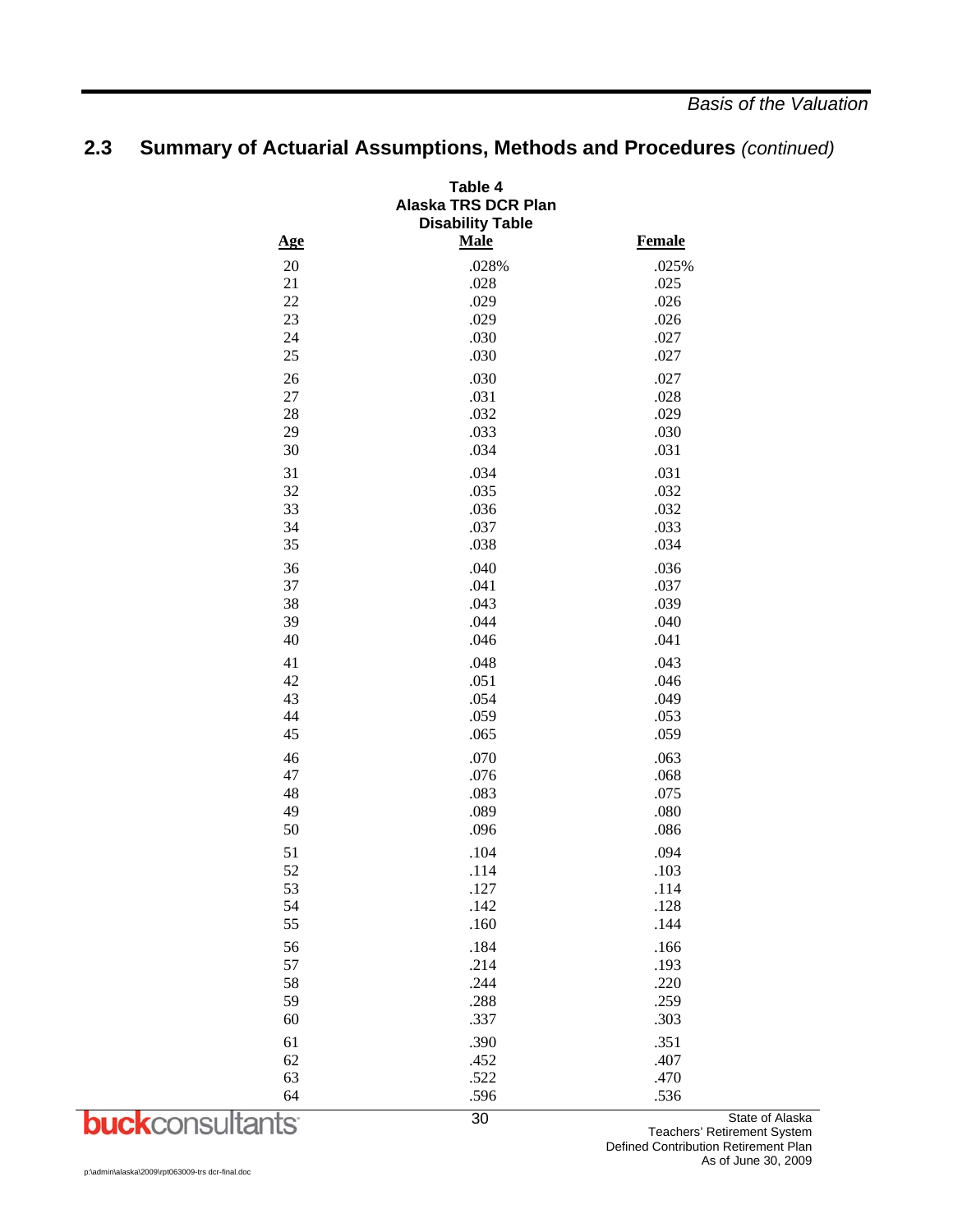## 2.3 Summary of Actuarial Assumptions, Methods and Procedures *(continued)*

**Table 4**
**Alaska TRS DCR Plan**
**Disability Table**

| Age | Male | Female |
|---|---|---|
| 20 | .028% | .025% |
| 21 | .028 | .025 |
| 22 | .029 | .026 |
| 23 | .029 | .026 |
| 24 | .030 | .027 |
| 25 | .030 | .027 |
| 26 | .030 | .027 |
| 27 | .031 | .028 |
| 28 | .032 | .029 |
| 29 | .033 | .030 |
| 30 | .034 | .031 |
| 31 | .034 | .031 |
| 32 | .035 | .032 |
| 33 | .036 | .032 |
| 34 | .037 | .033 |
| 35 | .038 | .034 |
| 36 | .040 | .036 |
| 37 | .041 | .037 |
| 38 | .043 | .039 |
| 39 | .044 | .040 |
| 40 | .046 | .041 |
| 41 | .048 | .043 |
| 42 | .051 | .046 |
| 43 | .054 | .049 |
| 44 | .059 | .053 |
| 45 | .065 | .059 |
| 46 | .070 | .063 |
| 47 | .076 | .068 |
| 48 | .083 | .075 |
| 49 | .089 | .080 |
| 50 | .096 | .086 |
| 51 | .104 | .094 |
| 52 | .114 | .103 |
| 53 | .127 | .114 |
| 54 | .142 | .128 |
| 55 | .160 | .144 |
| 56 | .184 | .166 |
| 57 | .214 | .193 |
| 58 | .244 | .220 |
| 59 | .288 | .259 |
| 60 | .337 | .303 |
| 61 | .390 | .351 |
| 62 | .452 | .407 |
| 63 | .522 | .470 |
| 64 | .596 | .536 |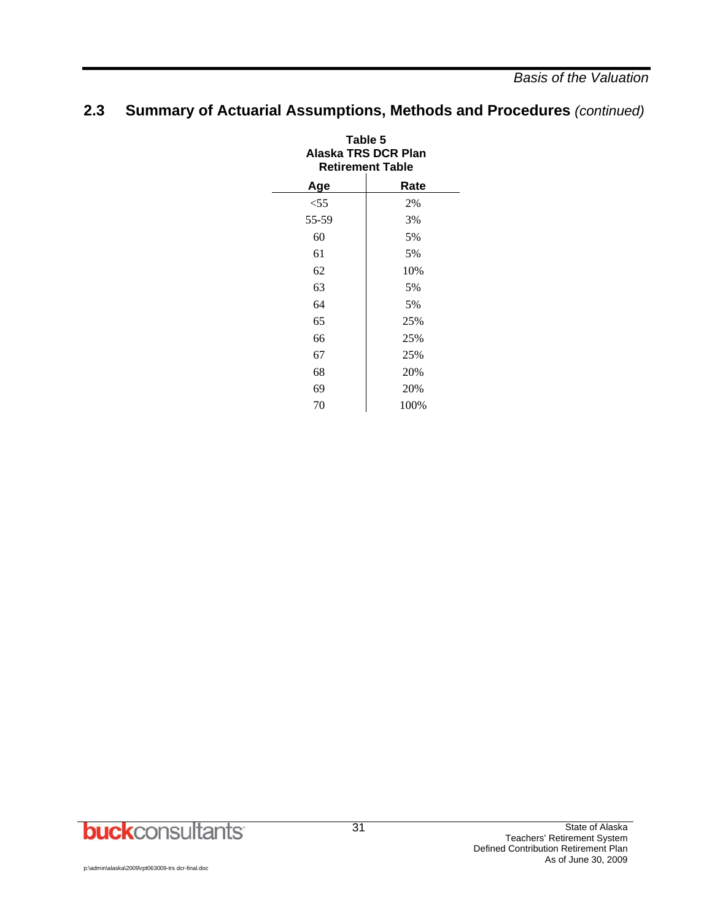## 2.3 Summary of Actuarial Assumptions, Methods and Procedures *(continued)*

**Table 5**
**Alaska TRS DCR Plan**
**Retirement Table**

| Age | Rate |
|---|---|
| <55 | 2% |
| 55-59 | 3% |
| 60 | 5% |
| 61 | 5% |
| 62 | 10% |
| 63 | 5% |
| 64 | 5% |
| 65 | 25% |
| 66 | 25% |
| 67 | 25% |
| 68 | 20% |
| 69 | 20% |
| 70 | 100% |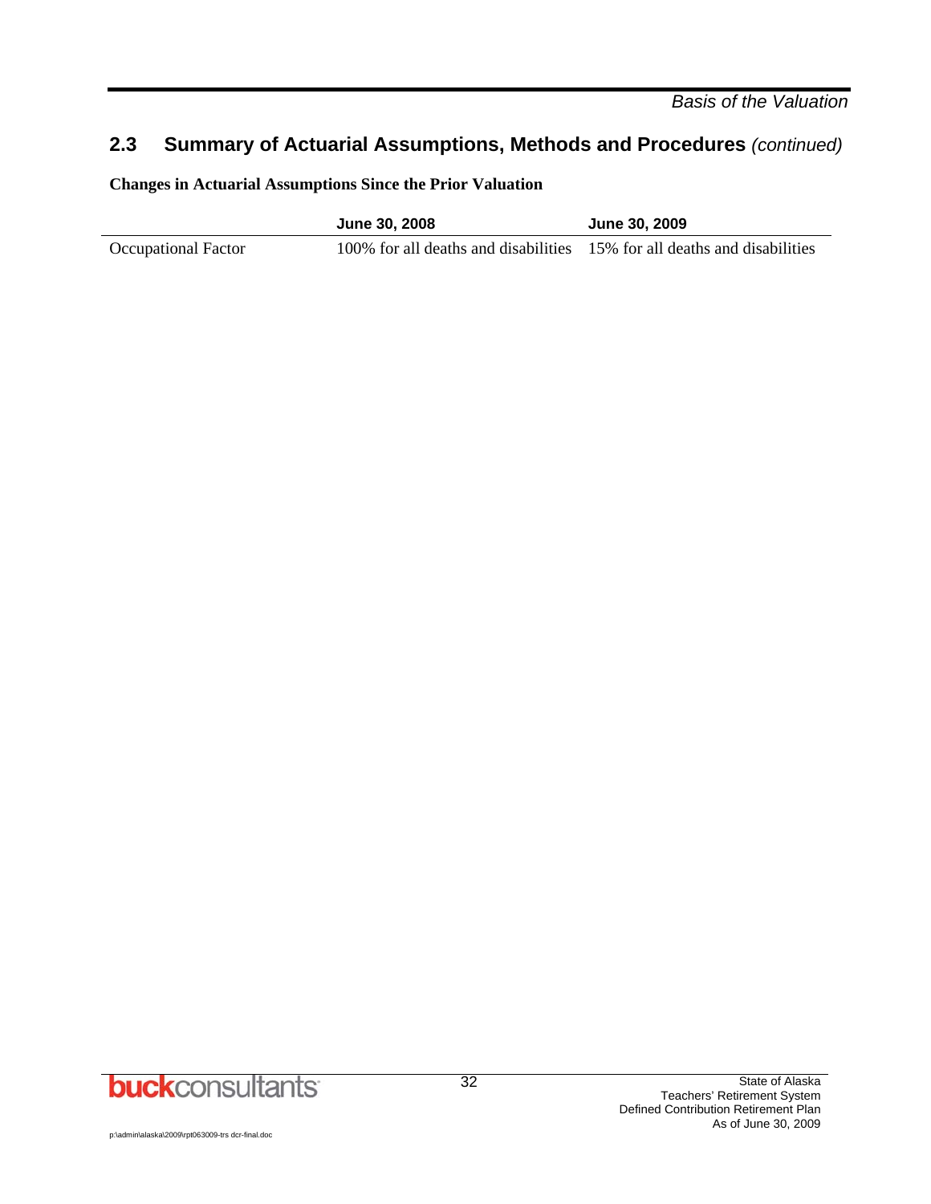## 2.3 Summary of Actuarial Assumptions, Methods and Procedures *(continued)*

**Changes in Actuarial Assumptions Since the Prior Valuation**

| | June 30, 2008 | June 30, 2009 |
|---|---|---|
| Occupational Factor | 100% for all deaths and disabilities | 15% for all deaths and disabilities |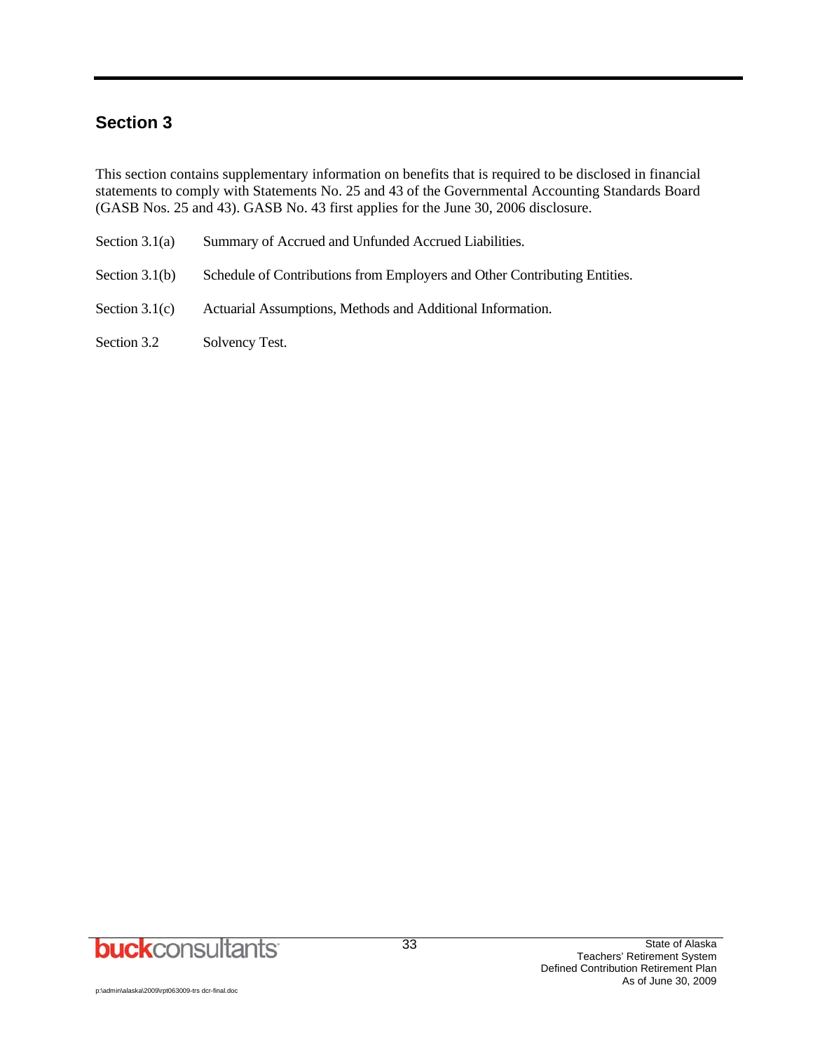## Section 3

This section contains supplementary information on benefits that is required to be disclosed in financial statements to comply with Statements No. 25 and 43 of the Governmental Accounting Standards Board (GASB Nos. 25 and 43). GASB No. 43 first applies for the June 30, 2006 disclosure.

| | |
|---|---|
| Section 3.1(a) | Summary of Accrued and Unfunded Accrued Liabilities. |
| Section 3.1(b) | Schedule of Contributions from Employers and Other Contributing Entities. |
| Section 3.1(c) | Actuarial Assumptions, Methods and Additional Information. |
| Section 3.2 | Solvency Test. |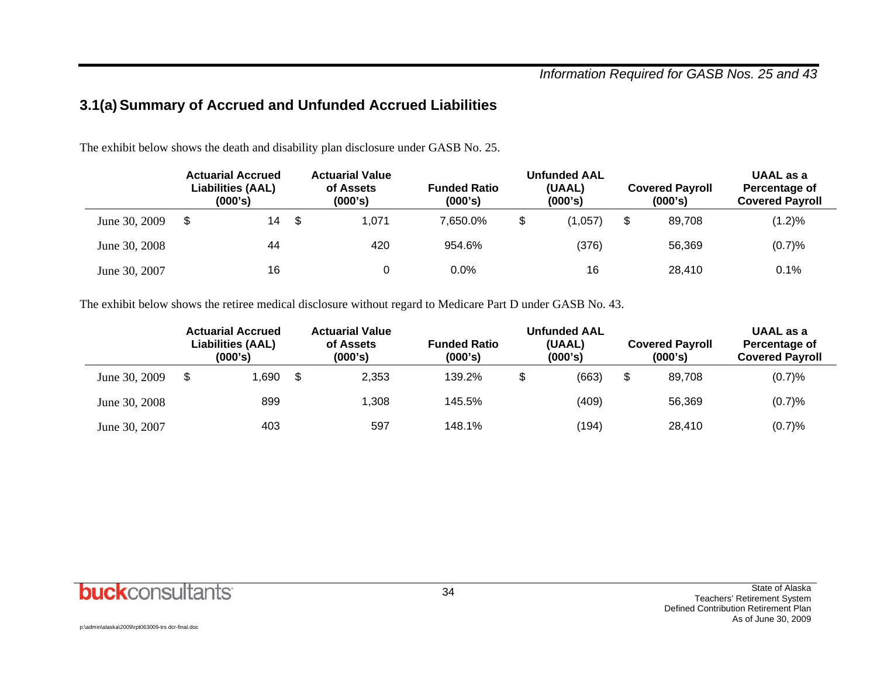## 3.1(a) Summary of Accrued and Unfunded Accrued Liabilities

The exhibit below shows the death and disability plan disclosure under GASB No. 25.

| | Actuarial Accrued Liabilities (AAL) (000's) | Actuarial Value of Assets (000's) | Funded Ratio (000's) | Unfunded AAL (UAAL) (000's) | Covered Payroll (000's) | UAAL as a Percentage of Covered Payroll |
|---|---|---|---|---|---|---|
| June 30, 2009 | $ 14 | $ 1,071 | 7,650.0% | $ (1,057) | $ 89,708 | (1.2)% |
| June 30, 2008 | 44 | 420 | 954.6% | (376) | 56,369 | (0.7)% |
| June 30, 2007 | 16 | 0 | 0.0% | 16 | 28,410 | 0.1% |

The exhibit below shows the retiree medical disclosure without regard to Medicare Part D under GASB No. 43.

| | Actuarial Accrued Liabilities (AAL) (000's) | Actuarial Value of Assets (000's) | Funded Ratio (000's) | Unfunded AAL (UAAL) (000's) | Covered Payroll (000's) | UAAL as a Percentage of Covered Payroll |
|---|---|---|---|---|---|---|
| June 30, 2009 | $ 1,690 | $ 2,353 | 139.2% | $ (663) | $ 89,708 | (0.7)% |
| June 30, 2008 | 899 | 1,308 | 145.5% | (409) | 56,369 | (0.7)% |
| June 30, 2007 | 403 | 597 | 148.1% | (194) | 28,410 | (0.7)% |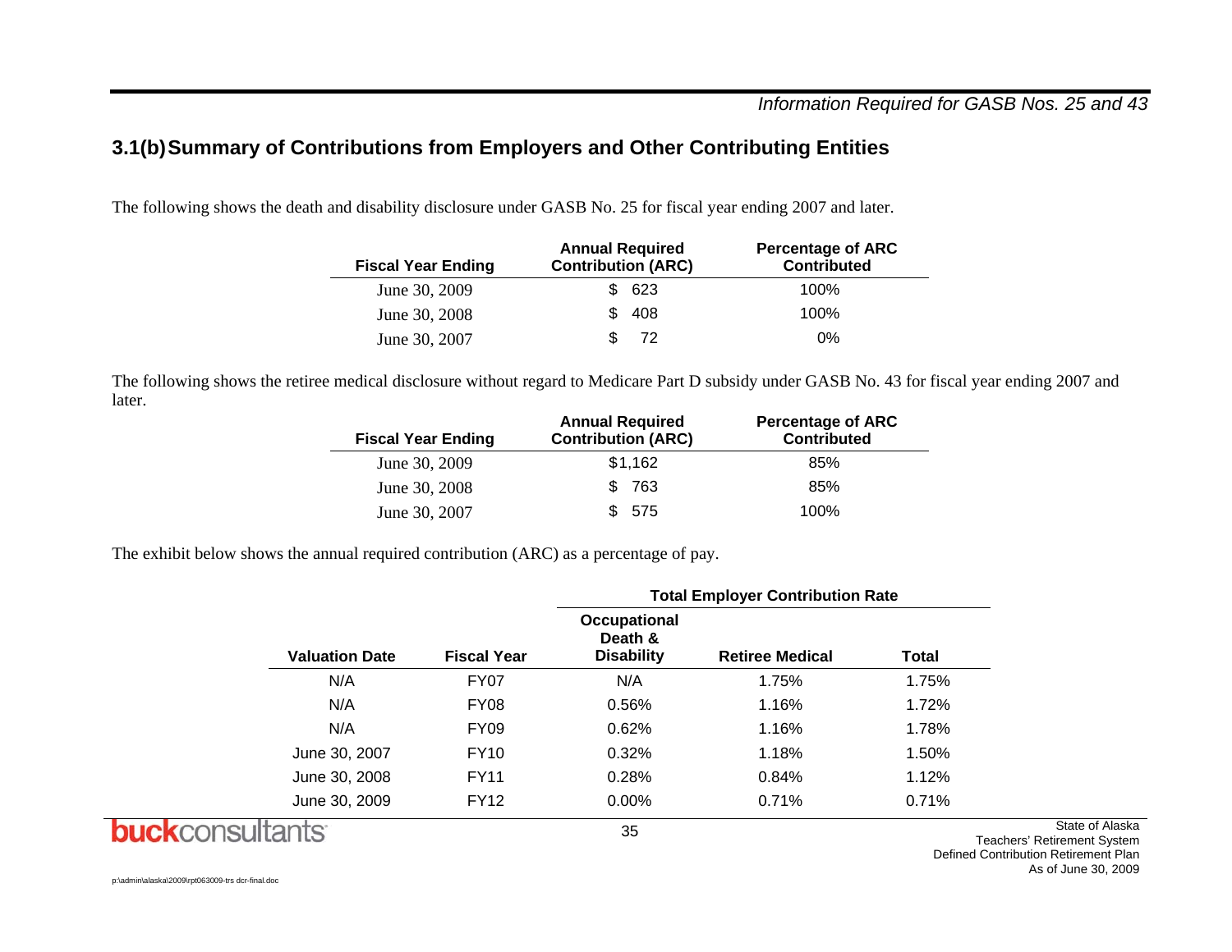## 3.1(b) Summary of Contributions from Employers and Other Contributing Entities

The following shows the death and disability disclosure under GASB No. 25 for fiscal year ending 2007 and later.

| Fiscal Year Ending | Annual Required Contribution (ARC) | Percentage of ARC Contributed |
|---|---|---|
| June 30, 2009 | $ 623 | 100% |
| June 30, 2008 | $ 408 | 100% |
| June 30, 2007 | $ 72 | 0% |

The following shows the retiree medical disclosure without regard to Medicare Part D subsidy under GASB No. 43 for fiscal year ending 2007 and later.

| Fiscal Year Ending | Annual Required Contribution (ARC) | Percentage of ARC Contributed |
|---|---|---|
| June 30, 2009 | $1,162 | 85% |
| June 30, 2008 | $ 763 | 85% |
| June 30, 2007 | $ 575 | 100% |

The exhibit below shows the annual required contribution (ARC) as a percentage of pay.

| | | Total Employer Contribution Rate | | |
|---|---|---|---|---|
| Valuation Date | Fiscal Year | Occupational Death & Disability | Retiree Medical | Total |
| N/A | FY07 | N/A | 1.75% | 1.75% |
| N/A | FY08 | 0.56% | 1.16% | 1.72% |
| N/A | FY09 | 0.62% | 1.16% | 1.78% |
| June 30, 2007 | FY10 | 0.32% | 1.18% | 1.50% |
| June 30, 2008 | FY11 | 0.28% | 0.84% | 1.12% |
| June 30, 2009 | FY12 | 0.00% | 0.71% | 0.71% |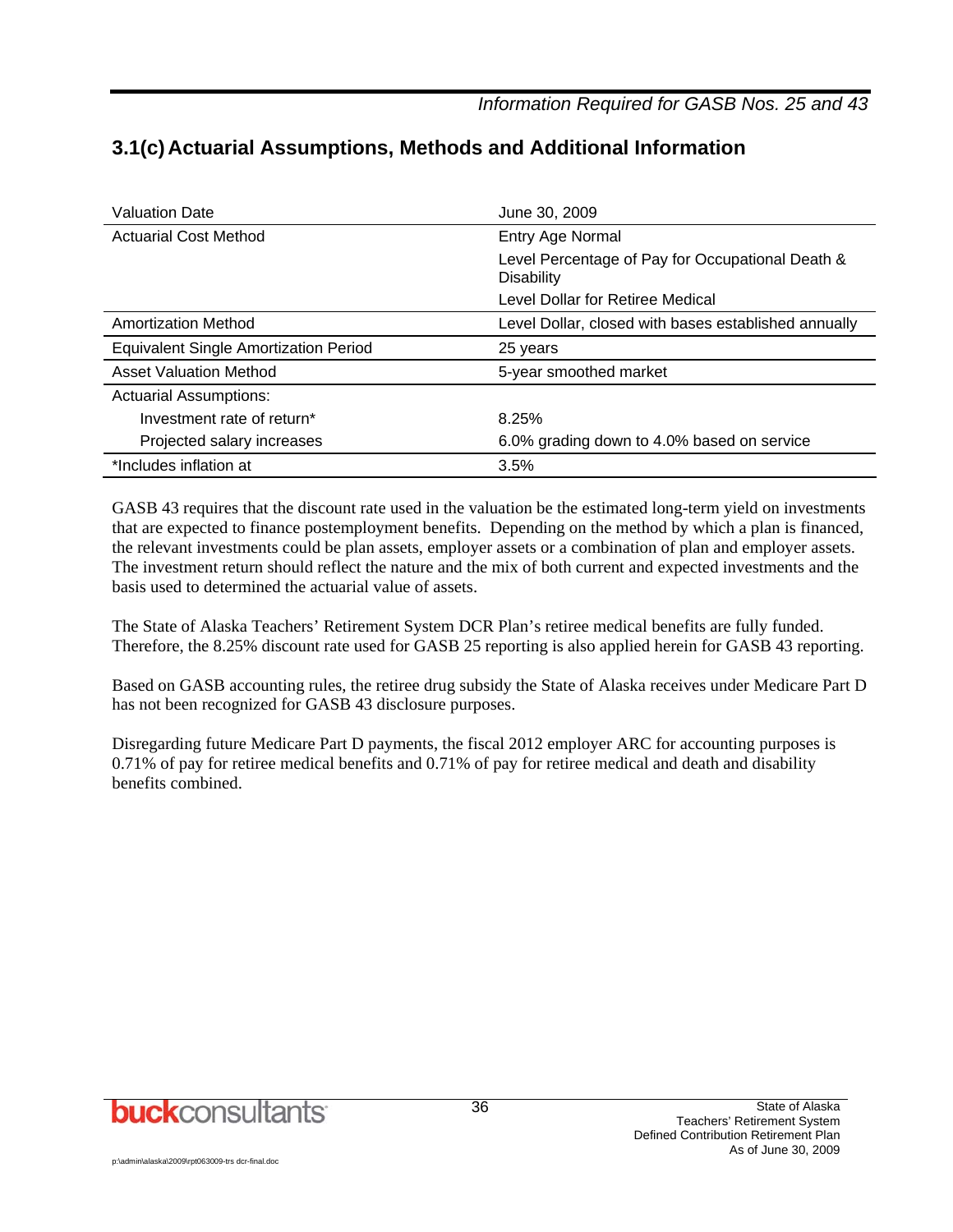## 3.1(c) Actuarial Assumptions, Methods and Additional Information

| | |
|---|---|
| Valuation Date | June 30, 2009 |
| Actuarial Cost Method | Entry Age Normal<br>Level Percentage of Pay for Occupational Death & Disability<br>Level Dollar for Retiree Medical |
| Amortization Method | Level Dollar, closed with bases established annually |
| Equivalent Single Amortization Period | 25 years |
| Asset Valuation Method | 5-year smoothed market |
| Actuarial Assumptions: | |
| Investment rate of return* | 8.25% |
| Projected salary increases | 6.0% grading down to 4.0% based on service |
| *Includes inflation at | 3.5% |

GASB 43 requires that the discount rate used in the valuation be the estimated long-term yield on investments that are expected to finance postemployment benefits. Depending on the method by which a plan is financed, the relevant investments could be plan assets, employer assets or a combination of plan and employer assets. The investment return should reflect the nature and the mix of both current and expected investments and the basis used to determined the actuarial value of assets.

The State of Alaska Teachers' Retirement System DCR Plan's retiree medical benefits are fully funded. Therefore, the 8.25% discount rate used for GASB 25 reporting is also applied herein for GASB 43 reporting.

Based on GASB accounting rules, the retiree drug subsidy the State of Alaska receives under Medicare Part D has not been recognized for GASB 43 disclosure purposes.

Disregarding future Medicare Part D payments, the fiscal 2012 employer ARC for accounting purposes is 0.71% of pay for retiree medical benefits and 0.71% of pay for retiree medical and death and disability benefits combined.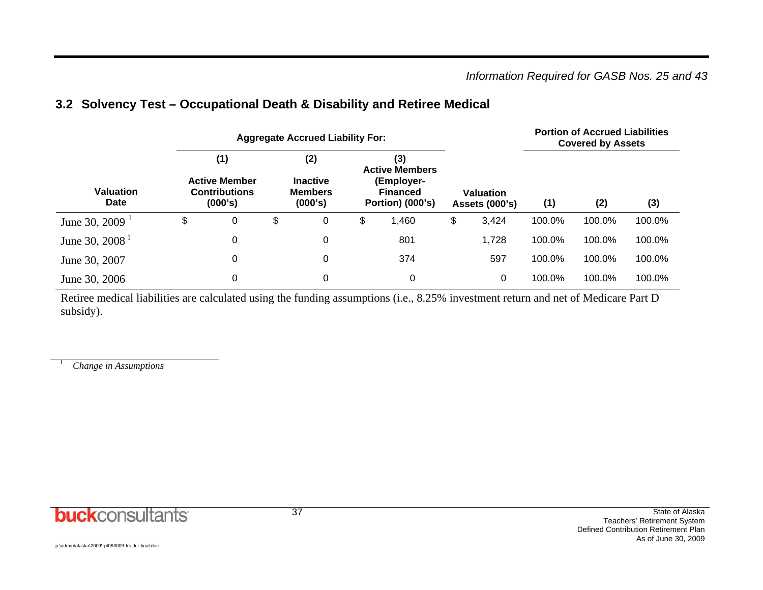## 3.2 Solvency Test – Occupational Death & Disability and Retiree Medical

| | Aggregate Accrued Liability For: | | | | Portion of Accrued Liabilities Covered by Assets | | |
|---|---|---|---|---|---|---|---|
| Valuation Date | (1) Active Member Contributions (000's) | (2) Inactive Members (000's) | (3) Active Members (Employer-Financed Portion) (000's) | Valuation Assets (000's) | (1) | (2) | (3) |
| June 30, 2009 [1] | $ 0 | $ 0 | $ 1,460 | $ 3,424 | 100.0% | 100.0% | 100.0% |
| June 30, 2008 [1] | 0 | 0 | 801 | 1,728 | 100.0% | 100.0% | 100.0% |
| June 30, 2007 | 0 | 0 | 374 | 597 | 100.0% | 100.0% | 100.0% |
| June 30, 2006 | 0 | 0 | 0 | 0 | 100.0% | 100.0% | 100.0% |

Retiree medical liabilities are calculated using the funding assumptions (i.e., 8.25% investment return and net of Medicare Part D subsidy).

[1] *Change in Assumptions*